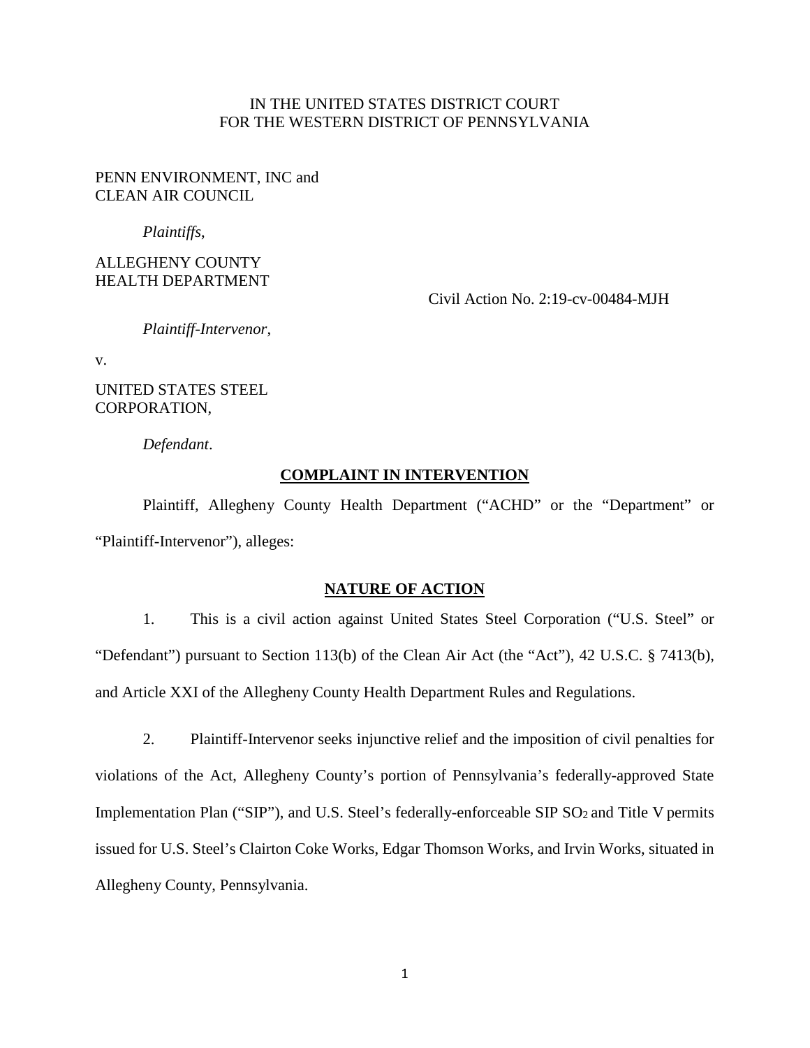IN THE UNITED STATES DISTRICT COURT
FOR THE WESTERN DISTRICT OF PENNSYLVANIA

PENN ENVIRONMENT, INC and
CLEAN AIR COUNCIL

*Plaintiffs*,

ALLEGHENY COUNTY
HEALTH DEPARTMENT

Civil Action No. 2:19-cv-00484-MJH

*Plaintiff-Intervenor*,

v.

UNITED STATES STEEL
CORPORATION,

*Defendant*.

## COMPLAINT IN INTERVENTION

Plaintiff, Allegheny County Health Department ("ACHD" or the "Department" or "Plaintiff-Intervenor"), alleges:

## NATURE OF ACTION

1. This is a civil action against United States Steel Corporation ("U.S. Steel" or "Defendant") pursuant to Section 113(b) of the Clean Air Act (the "Act"), 42 U.S.C. § 7413(b), and Article XXI of the Allegheny County Health Department Rules and Regulations.

2. Plaintiff-Intervenor seeks injunctive relief and the imposition of civil penalties for violations of the Act, Allegheny County's portion of Pennsylvania's federally-approved State Implementation Plan ("SIP"), and U.S. Steel's federally-enforceable SIP $SO_2$ and Title V permits issued for U.S. Steel's Clairton Coke Works, Edgar Thomson Works, and Irvin Works, situated in Allegheny County, Pennsylvania.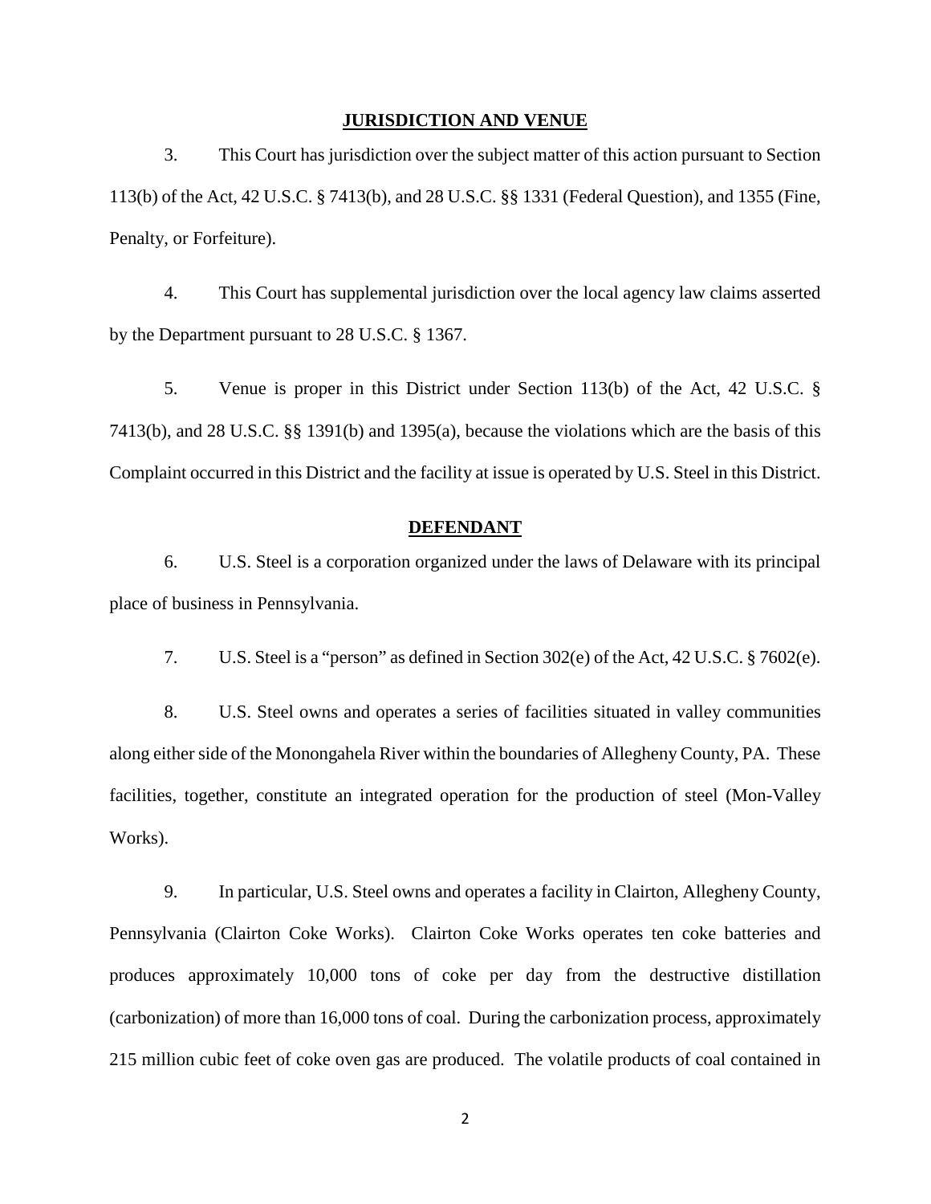## JURISDICTION AND VENUE

3. This Court has jurisdiction over the subject matter of this action pursuant to Section 113(b) of the Act, 42 U.S.C. § 7413(b), and 28 U.S.C. §§ 1331 (Federal Question), and 1355 (Fine, Penalty, or Forfeiture).

4. This Court has supplemental jurisdiction over the local agency law claims asserted by the Department pursuant to 28 U.S.C. § 1367.

5. Venue is proper in this District under Section 113(b) of the Act, 42 U.S.C. § 7413(b), and 28 U.S.C. §§ 1391(b) and 1395(a), because the violations which are the basis of this Complaint occurred in this District and the facility at issue is operated by U.S. Steel in this District.

## DEFENDANT

6. U.S. Steel is a corporation organized under the laws of Delaware with its principal place of business in Pennsylvania.

7. U.S. Steel is a "person" as defined in Section 302(e) of the Act, 42 U.S.C. § 7602(e).

8. U.S. Steel owns and operates a series of facilities situated in valley communities along either side of the Monongahela River within the boundaries of Allegheny County, PA. These facilities, together, constitute an integrated operation for the production of steel (Mon-Valley Works).

9. In particular, U.S. Steel owns and operates a facility in Clairton, Allegheny County, Pennsylvania (Clairton Coke Works). Clairton Coke Works operates ten coke batteries and produces approximately 10,000 tons of coke per day from the destructive distillation (carbonization) of more than 16,000 tons of coal. During the carbonization process, approximately 215 million cubic feet of coke oven gas are produced. The volatile products of coal contained in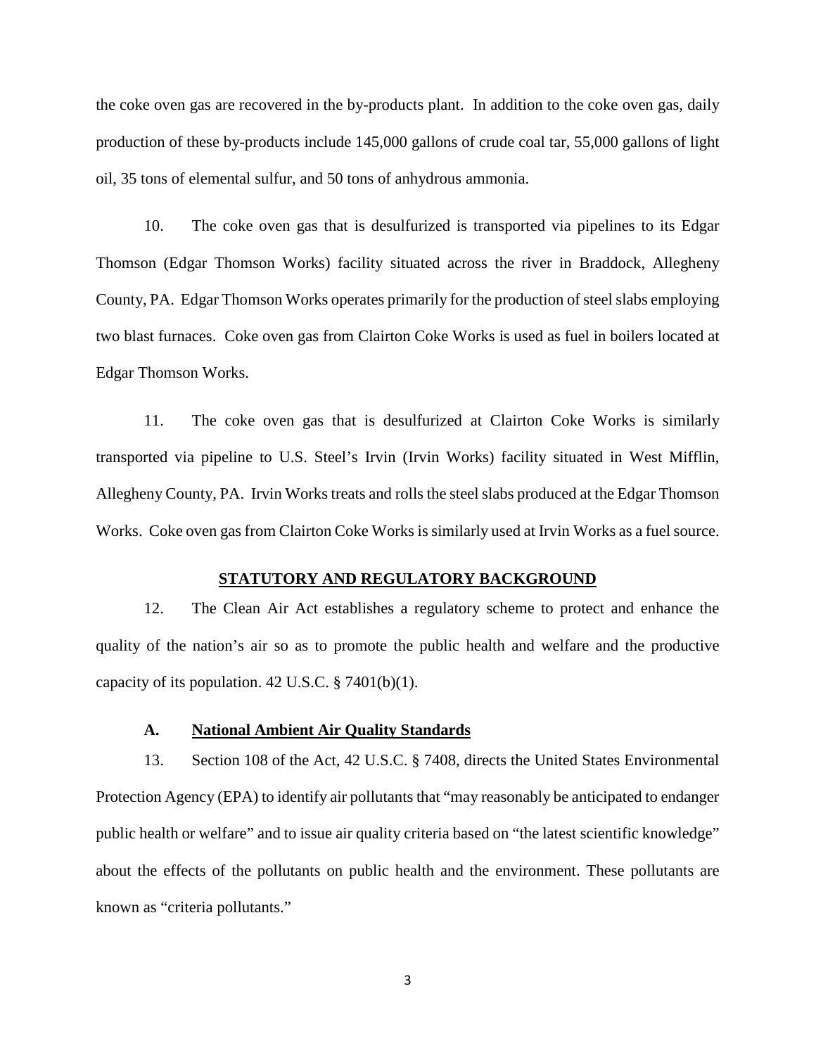the coke oven gas are recovered in the by-products plant. In addition to the coke oven gas, daily production of these by-products include 145,000 gallons of crude coal tar, 55,000 gallons of light oil, 35 tons of elemental sulfur, and 50 tons of anhydrous ammonia.

10. The coke oven gas that is desulfurized is transported via pipelines to its Edgar Thomson (Edgar Thomson Works) facility situated across the river in Braddock, Allegheny County, PA. Edgar Thomson Works operates primarily for the production of steel slabs employing two blast furnaces. Coke oven gas from Clairton Coke Works is used as fuel in boilers located at Edgar Thomson Works.

11. The coke oven gas that is desulfurized at Clairton Coke Works is similarly transported via pipeline to U.S. Steel's Irvin (Irvin Works) facility situated in West Mifflin, Allegheny County, PA. Irvin Works treats and rolls the steel slabs produced at the Edgar Thomson Works. Coke oven gas from Clairton Coke Works is similarly used at Irvin Works as a fuel source.

## STATUTORY AND REGULATORY BACKGROUND

12. The Clean Air Act establishes a regulatory scheme to protect and enhance the quality of the nation's air so as to promote the public health and welfare and the productive capacity of its population. 42 U.S.C. § 7401(b)(1).

### A. National Ambient Air Quality Standards

13. Section 108 of the Act, 42 U.S.C. § 7408, directs the United States Environmental Protection Agency (EPA) to identify air pollutants that "may reasonably be anticipated to endanger public health or welfare" and to issue air quality criteria based on "the latest scientific knowledge" about the effects of the pollutants on public health and the environment. These pollutants are known as "criteria pollutants."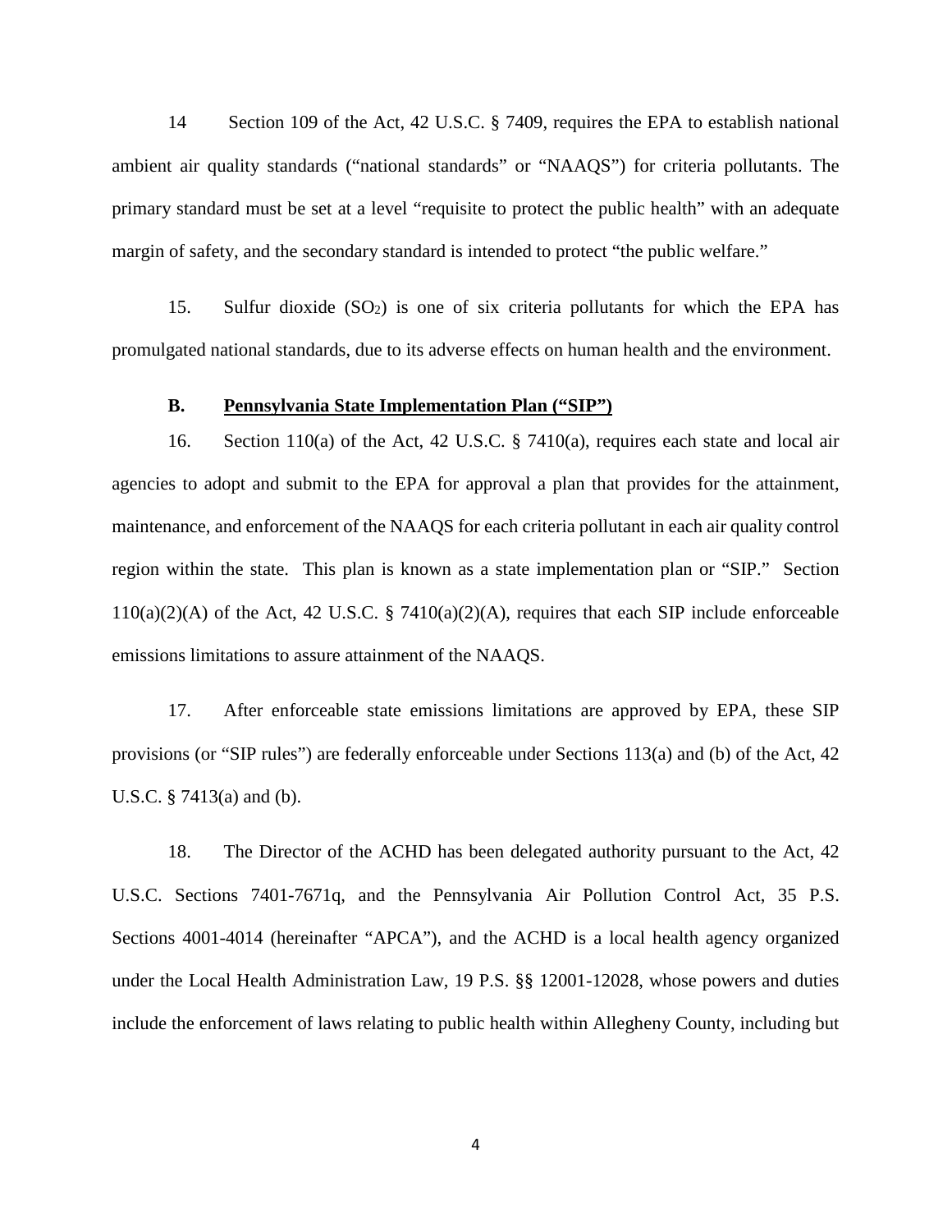14 Section 109 of the Act, 42 U.S.C. § 7409, requires the EPA to establish national ambient air quality standards ("national standards" or "NAAQS") for criteria pollutants. The primary standard must be set at a level "requisite to protect the public health" with an adequate margin of safety, and the secondary standard is intended to protect "the public welfare."

15. Sulfur dioxide ($SO_2$) is one of six criteria pollutants for which the EPA has promulgated national standards, due to its adverse effects on human health and the environment.

**B. <u>Pennsylvania State Implementation Plan ("SIP")</u>**

16. Section 110(a) of the Act, 42 U.S.C. § 7410(a), requires each state and local air agencies to adopt and submit to the EPA for approval a plan that provides for the attainment, maintenance, and enforcement of the NAAQS for each criteria pollutant in each air quality control region within the state. This plan is known as a state implementation plan or "SIP." Section 110(a)(2)(A) of the Act, 42 U.S.C. § 7410(a)(2)(A), requires that each SIP include enforceable emissions limitations to assure attainment of the NAAQS.

17. After enforceable state emissions limitations are approved by EPA, these SIP provisions (or "SIP rules") are federally enforceable under Sections 113(a) and (b) of the Act, 42 U.S.C. § 7413(a) and (b).

18. The Director of the ACHD has been delegated authority pursuant to the Act, 42 U.S.C. Sections 7401-7671q, and the Pennsylvania Air Pollution Control Act, 35 P.S. Sections 4001-4014 (hereinafter "APCA"), and the ACHD is a local health agency organized under the Local Health Administration Law, 19 P.S. §§ 12001-12028, whose powers and duties include the enforcement of laws relating to public health within Allegheny County, including but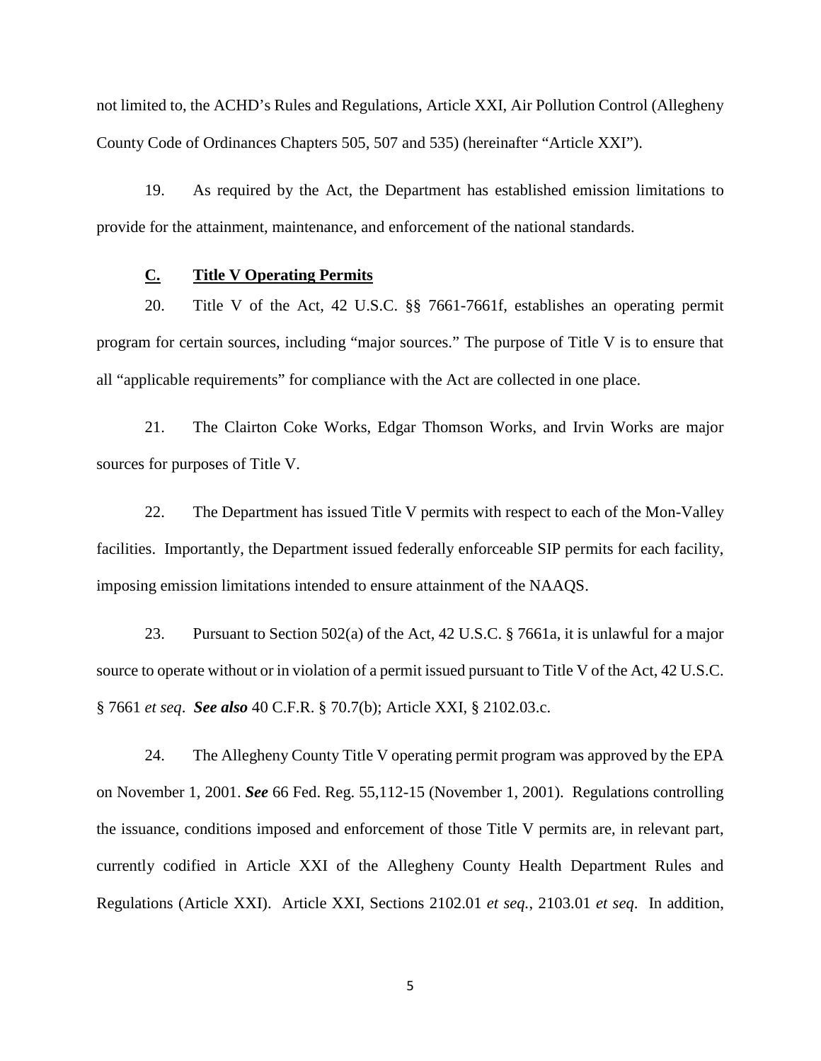not limited to, the ACHD's Rules and Regulations, Article XXI, Air Pollution Control (Allegheny County Code of Ordinances Chapters 505, 507 and 535) (hereinafter "Article XXI").

19. As required by the Act, the Department has established emission limitations to provide for the attainment, maintenance, and enforcement of the national standards.

### C. Title V Operating Permits

20. Title V of the Act, 42 U.S.C. §§ 7661-7661f, establishes an operating permit program for certain sources, including "major sources." The purpose of Title V is to ensure that all "applicable requirements" for compliance with the Act are collected in one place.

21. The Clairton Coke Works, Edgar Thomson Works, and Irvin Works are major sources for purposes of Title V.

22. The Department has issued Title V permits with respect to each of the Mon-Valley facilities. Importantly, the Department issued federally enforceable SIP permits for each facility, imposing emission limitations intended to ensure attainment of the NAAQS.

23. Pursuant to Section 502(a) of the Act, 42 U.S.C. § 7661a, it is unlawful for a major source to operate without or in violation of a permit issued pursuant to Title V of the Act, 42 U.S.C. § 7661 *et seq*. ***See also*** 40 C.F.R. § 70.7(b); Article XXI, § 2102.03.c.

24. The Allegheny County Title V operating permit program was approved by the EPA on November 1, 2001. ***See*** 66 Fed. Reg. 55,112-15 (November 1, 2001). Regulations controlling the issuance, conditions imposed and enforcement of those Title V permits are, in relevant part, currently codified in Article XXI of the Allegheny County Health Department Rules and Regulations (Article XXI). Article XXI, Sections 2102.01 *et seq.*, 2103.01 *et seq*. In addition,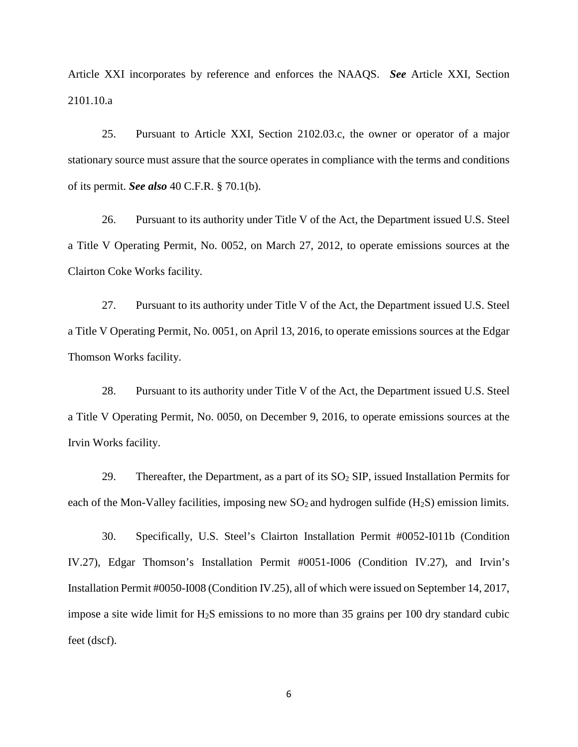Article XXI incorporates by reference and enforces the NAAQS. ***See*** Article XXI, Section 2101.10.a

25. Pursuant to Article XXI, Section 2102.03.c, the owner or operator of a major stationary source must assure that the source operates in compliance with the terms and conditions of its permit. ***See also*** 40 C.F.R. § 70.1(b).

26. Pursuant to its authority under Title V of the Act, the Department issued U.S. Steel a Title V Operating Permit, No. 0052, on March 27, 2012, to operate emissions sources at the Clairton Coke Works facility.

27. Pursuant to its authority under Title V of the Act, the Department issued U.S. Steel a Title V Operating Permit, No. 0051, on April 13, 2016, to operate emissions sources at the Edgar Thomson Works facility.

28. Pursuant to its authority under Title V of the Act, the Department issued U.S. Steel a Title V Operating Permit, No. 0050, on December 9, 2016, to operate emissions sources at the Irvin Works facility.

29. Thereafter, the Department, as a part of its $SO_2$ SIP, issued Installation Permits for each of the Mon-Valley facilities, imposing new $SO_2$ and hydrogen sulfide ($H_2S$) emission limits.

30. Specifically, U.S. Steel's Clairton Installation Permit #0052-I011b (Condition IV.27), Edgar Thomson's Installation Permit #0051-I006 (Condition IV.27), and Irvin's Installation Permit #0050-I008 (Condition IV.25), all of which were issued on September 14, 2017, impose a site wide limit for $H_2S$ emissions to no more than 35 grains per 100 dry standard cubic feet (dscf).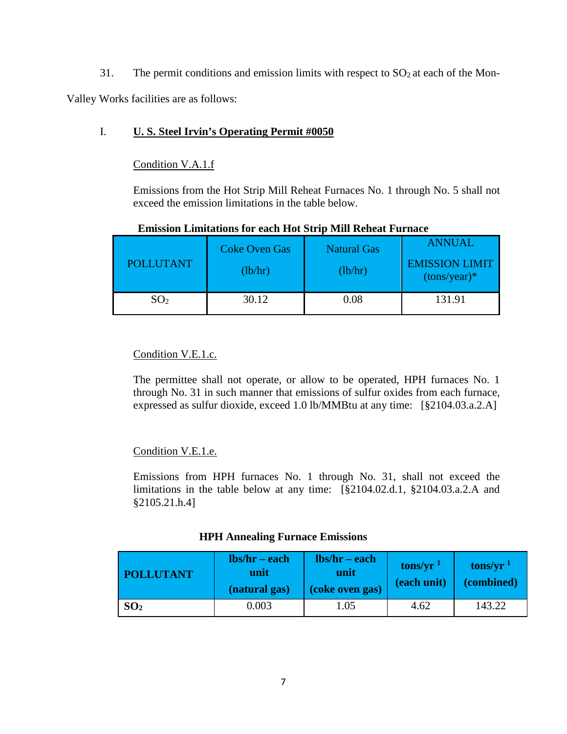31. The permit conditions and emission limits with respect to $SO_2$ at each of the Mon-Valley Works facilities are as follows:

I. **U. S. Steel Irvin's Operating Permit #0050**

Condition V.A.1.f

Emissions from the Hot Strip Mill Reheat Furnaces No. 1 through No. 5 shall not exceed the emission limitations in the table below.

**Emission Limitations for each Hot Strip Mill Reheat Furnace**

| POLLUTANT | Coke Oven Gas (lb/hr) | Natural Gas (lb/hr) | ANNUAL EMISSION LIMIT (tons/year)* |
|---|---|---|---|
| $SO_2$ | 30.12 | 0.08 | 131.91 |

Condition V.E.1.c.

The permittee shall not operate, or allow to be operated, HPH furnaces No. 1 through No. 31 in such manner that emissions of sulfur oxides from each furnace, expressed as sulfur dioxide, exceed 1.0 lb/MMBtu at any time: [§2104.03.a.2.A]

Condition V.E.1.e.

Emissions from HPH furnaces No. 1 through No. 31, shall not exceed the limitations in the table below at any time: [§2104.02.d.1, §2104.03.a.2.A and §2105.21.h.4]

**HPH Annealing Furnace Emissions**

| POLLUTANT | lbs/hr – each unit (natural gas) | lbs/hr – each unit (coke oven gas) | tons/yr [1] (each unit) | tons/yr [1] (combined) |
|---|---|---|---|---|
| $SO_2$ | 0.003 | 1.05 | 4.62 | 143.22 |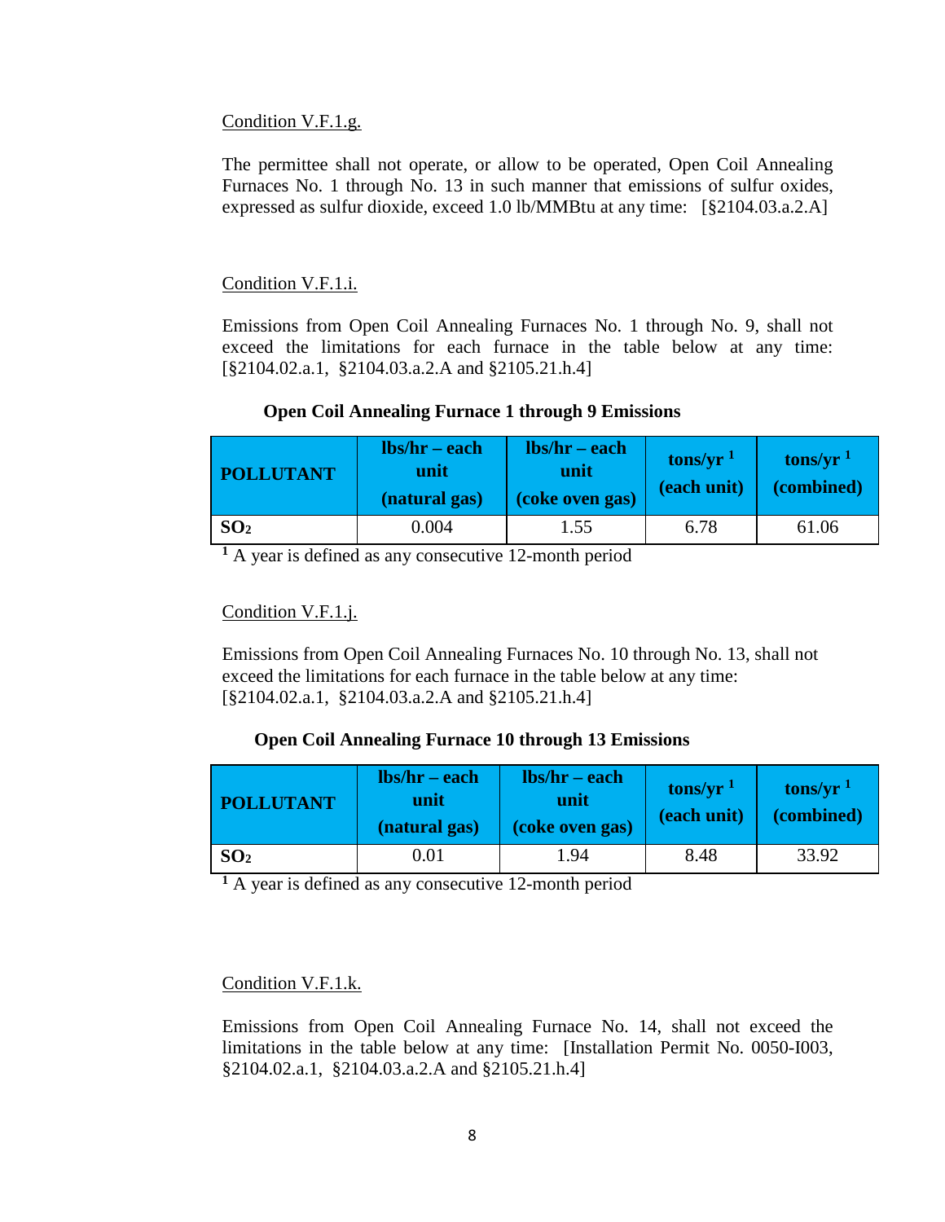Condition V.F.1.g.

The permittee shall not operate, or allow to be operated, Open Coil Annealing Furnaces No. 1 through No. 13 in such manner that emissions of sulfur oxides, expressed as sulfur dioxide, exceed 1.0 lb/MMBtu at any time: [§2104.03.a.2.A]

Condition V.F.1.i.

Emissions from Open Coil Annealing Furnaces No. 1 through No. 9, shall not exceed the limitations for each furnace in the table below at any time: [§2104.02.a.1, §2104.03.a.2.A and §2105.21.h.4]

**Open Coil Annealing Furnace 1 through 9 Emissions**

| POLLUTANT | lbs/hr – each unit (natural gas) | lbs/hr – each unit (coke oven gas) | tons/yr [1] (each unit) | tons/yr [1] (combined) |
|---|---|---|---|---|
| **$SO_2$** | 0.004 | 1.55 | 6.78 | 61.06 |

[1] A year is defined as any consecutive 12-month period

Condition V.F.1.j.

Emissions from Open Coil Annealing Furnaces No. 10 through No. 13, shall not exceed the limitations for each furnace in the table below at any time: [§2104.02.a.1, §2104.03.a.2.A and §2105.21.h.4]

**Open Coil Annealing Furnace 10 through 13 Emissions**

| POLLUTANT | lbs/hr – each unit (natural gas) | lbs/hr – each unit (coke oven gas) | tons/yr [1] (each unit) | tons/yr [1] (combined) |
|---|---|---|---|---|
| **$SO_2$** | 0.01 | 1.94 | 8.48 | 33.92 |

[1] A year is defined as any consecutive 12-month period

Condition V.F.1.k.

Emissions from Open Coil Annealing Furnace No. 14, shall not exceed the limitations in the table below at any time: [Installation Permit No. 0050-I003, §2104.02.a.1, §2104.03.a.2.A and §2105.21.h.4]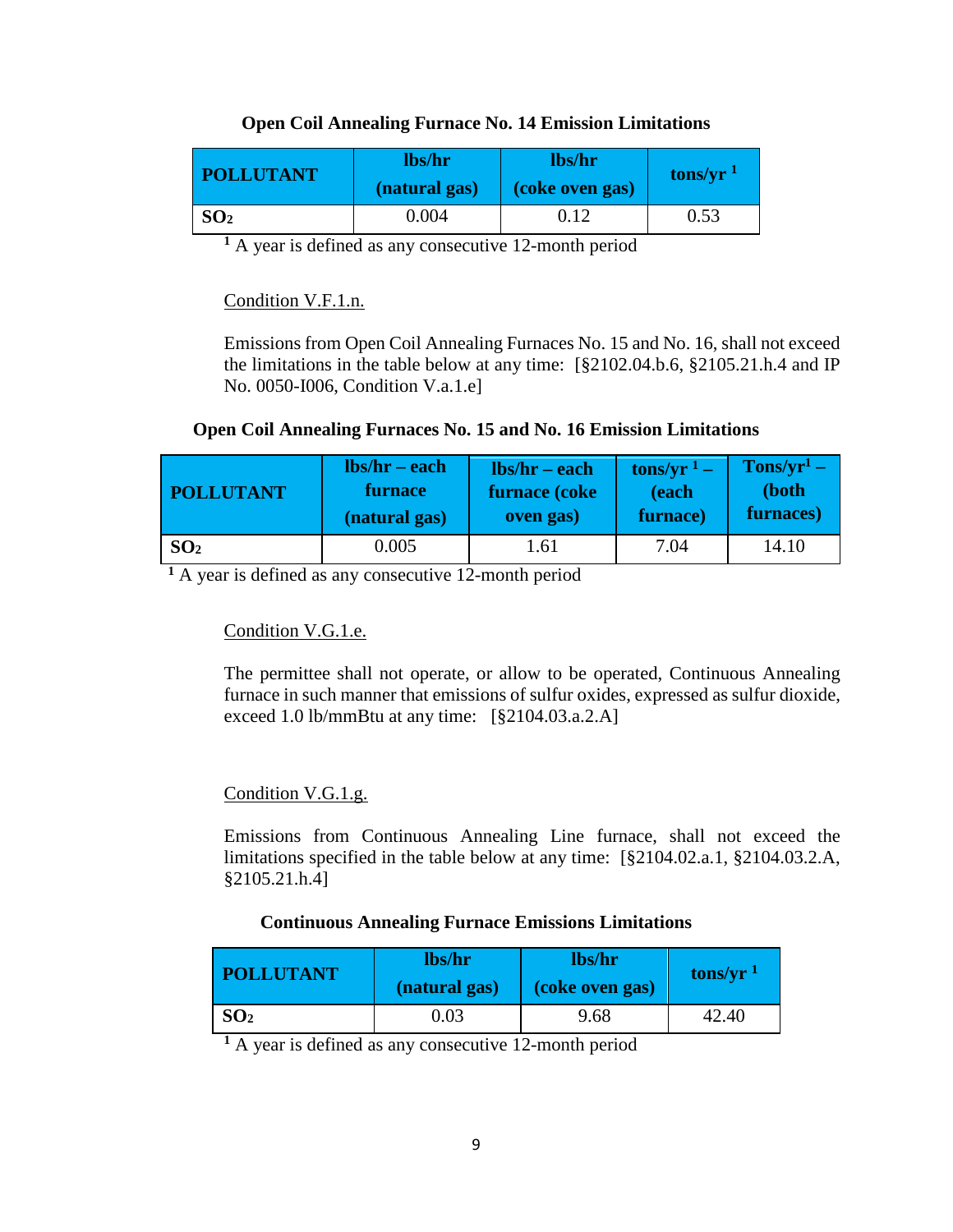**Open Coil Annealing Furnace No. 14 Emission Limitations**

| POLLUTANT | lbs/hr (natural gas) | lbs/hr (coke oven gas) | tons/yr [1] |
|---|---|---|---|
| $SO_2$ | 0.004 | 0.12 | 0.53 |

[1] A year is defined as any consecutive 12-month period

Condition V.F.1.n.

Emissions from Open Coil Annealing Furnaces No. 15 and No. 16, shall not exceed the limitations in the table below at any time: [§2102.04.b.6, §2105.21.h.4 and IP No. 0050-I006, Condition V.a.1.e]

**Open Coil Annealing Furnaces No. 15 and No. 16 Emission Limitations**

| POLLUTANT | lbs/hr – each furnace (natural gas) | lbs/hr – each furnace (coke oven gas) | tons/yr [1] – (each furnace) | Tons/yr[1] – (both furnaces) |
|---|---|---|---|---|
| $SO_2$ | 0.005 | 1.61 | 7.04 | 14.10 |

[1] A year is defined as any consecutive 12-month period

Condition V.G.1.e.

The permittee shall not operate, or allow to be operated, Continuous Annealing furnace in such manner that emissions of sulfur oxides, expressed as sulfur dioxide, exceed 1.0 lb/mmBtu at any time: [§2104.03.a.2.A]

Condition V.G.1.g.

Emissions from Continuous Annealing Line furnace, shall not exceed the limitations specified in the table below at any time: [§2104.02.a.1, §2104.03.2.A, §2105.21.h.4]

**Continuous Annealing Furnace Emissions Limitations**

| POLLUTANT | lbs/hr (natural gas) | lbs/hr (coke oven gas) | tons/yr [1] |
|---|---|---|---|
| $SO_2$ | 0.03 | 9.68 | 42.40 |

[1] A year is defined as any consecutive 12-month period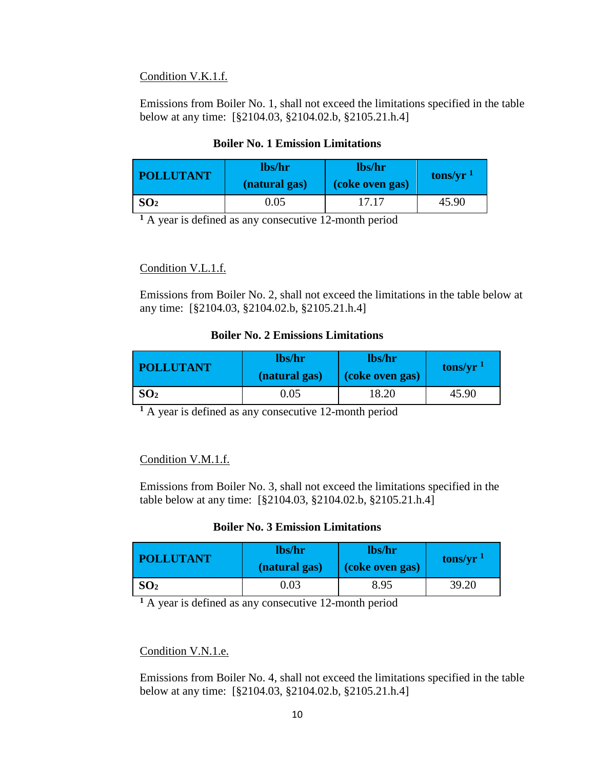Condition V.K.1.f.

Emissions from Boiler No. 1, shall not exceed the limitations specified in the table below at any time: [§2104.03, §2104.02.b, §2105.21.h.4]

**Boiler No. 1 Emission Limitations**

| POLLUTANT | lbs/hr (natural gas) | lbs/hr (coke oven gas) | tons/yr [1] |
|---|---|---|---|
| $SO_2$ | 0.05 | 17.17 | 45.90 |

[1] A year is defined as any consecutive 12-month period

Condition V.L.1.f.

Emissions from Boiler No. 2, shall not exceed the limitations in the table below at any time: [§2104.03, §2104.02.b, §2105.21.h.4]

**Boiler No. 2 Emissions Limitations**

| POLLUTANT | lbs/hr (natural gas) | lbs/hr (coke oven gas) | tons/yr [1] |
|---|---|---|---|
| $SO_2$ | 0.05 | 18.20 | 45.90 |

[1] A year is defined as any consecutive 12-month period

Condition V.M.1.f.

Emissions from Boiler No. 3, shall not exceed the limitations specified in the table below at any time: [§2104.03, §2104.02.b, §2105.21.h.4]

**Boiler No. 3 Emission Limitations**

| POLLUTANT | lbs/hr (natural gas) | lbs/hr (coke oven gas) | tons/yr [1] |
|---|---|---|---|
| $SO_2$ | 0.03 | 8.95 | 39.20 |

[1] A year is defined as any consecutive 12-month period

Condition V.N.1.e.

Emissions from Boiler No. 4, shall not exceed the limitations specified in the table below at any time: [§2104.03, §2104.02.b, §2105.21.h.4]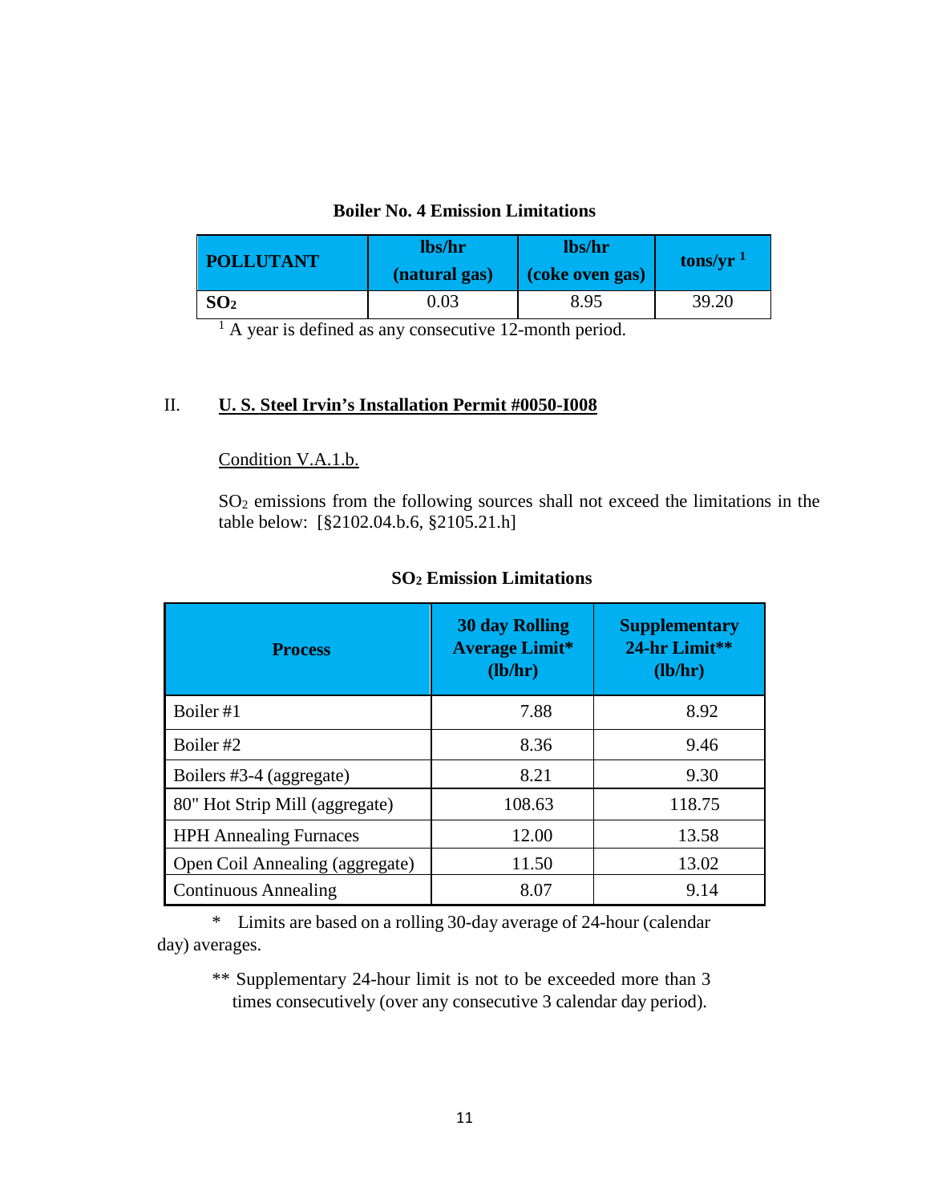**Boiler No. 4 Emission Limitations**

| POLLUTANT | lbs/hr (natural gas) | lbs/hr (coke oven gas) | tons/yr [1] |
|---|---|---|---|
| $SO_2$ | 0.03 | 8.95 | 39.20 |

[1] A year is defined as any consecutive 12-month period.

## II. U. S. Steel Irvin's Installation Permit #0050-I008

Condition V.A.1.b.

$SO_2$ emissions from the following sources shall not exceed the limitations in the table below: [§2102.04.b.6, §2105.21.h]

**$SO_2$ Emission Limitations**

| Process | 30 day Rolling Average Limit* (lb/hr) | Supplementary 24-hr Limit** (lb/hr) |
|---|---|---|
| Boiler #1 | 7.88 | 8.92 |
| Boiler #2 | 8.36 | 9.46 |
| Boilers #3-4 (aggregate) | 8.21 | 9.30 |
| 80" Hot Strip Mill (aggregate) | 108.63 | 118.75 |
| HPH Annealing Furnaces | 12.00 | 13.58 |
| Open Coil Annealing (aggregate) | 11.50 | 13.02 |
| Continuous Annealing | 8.07 | 9.14 |

\* Limits are based on a rolling 30-day average of 24-hour (calendar day) averages.

** Supplementary 24-hour limit is not to be exceeded more than 3 times consecutively (over any consecutive 3 calendar day period).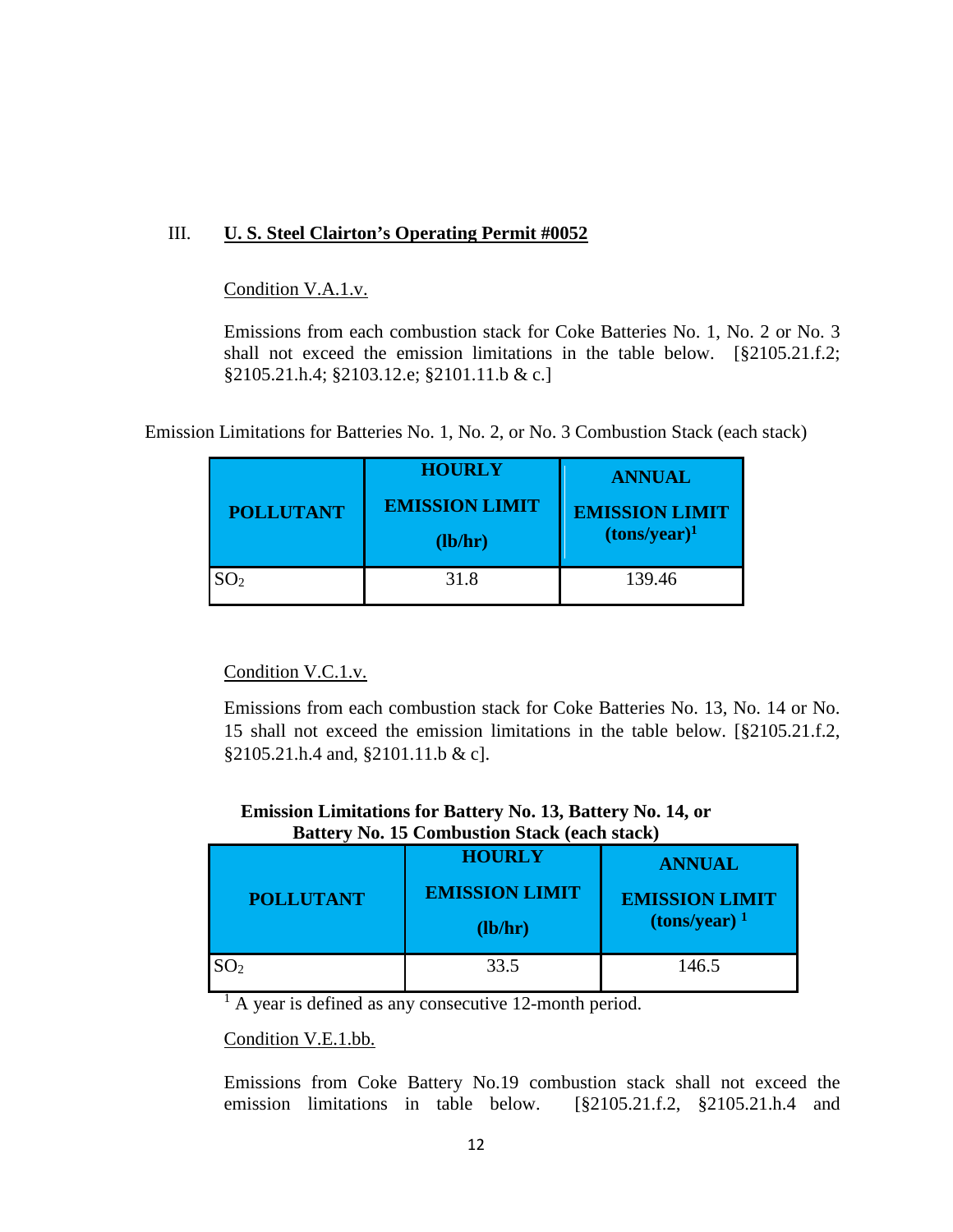## III. U. S. Steel Clairton's Operating Permit #0052

Condition V.A.1.v.

Emissions from each combustion stack for Coke Batteries No. 1, No. 2 or No. 3 shall not exceed the emission limitations in the table below. [§2105.21.f.2; §2105.21.h.4; §2103.12.e; §2101.11.b & c.]

Emission Limitations for Batteries No. 1, No. 2, or No. 3 Combustion Stack (each stack)

| POLLUTANT | HOURLY EMISSION LIMIT (lb/hr) | ANNUAL EMISSION LIMIT (tons/year)[1] |
|---|---|---|
| $SO_2$ | 31.8 | 139.46 |

Condition V.C.1.v.

Emissions from each combustion stack for Coke Batteries No. 13, No. 14 or No. 15 shall not exceed the emission limitations in the table below. [§2105.21.f.2, §2105.21.h.4 and, §2101.11.b & c].

**Emission Limitations for Battery No. 13, Battery No. 14, or Battery No. 15 Combustion Stack (each stack)**

| POLLUTANT | HOURLY EMISSION LIMIT (lb/hr) | ANNUAL EMISSION LIMIT (tons/year) [1] |
|---|---|---|
| $SO_2$ | 33.5 | 146.5 |

[1] A year is defined as any consecutive 12-month period.

Condition V.E.1.bb.

Emissions from Coke Battery No.19 combustion stack shall not exceed the emission limitations in table below. [§2105.21.f.2, §2105.21.h.4 and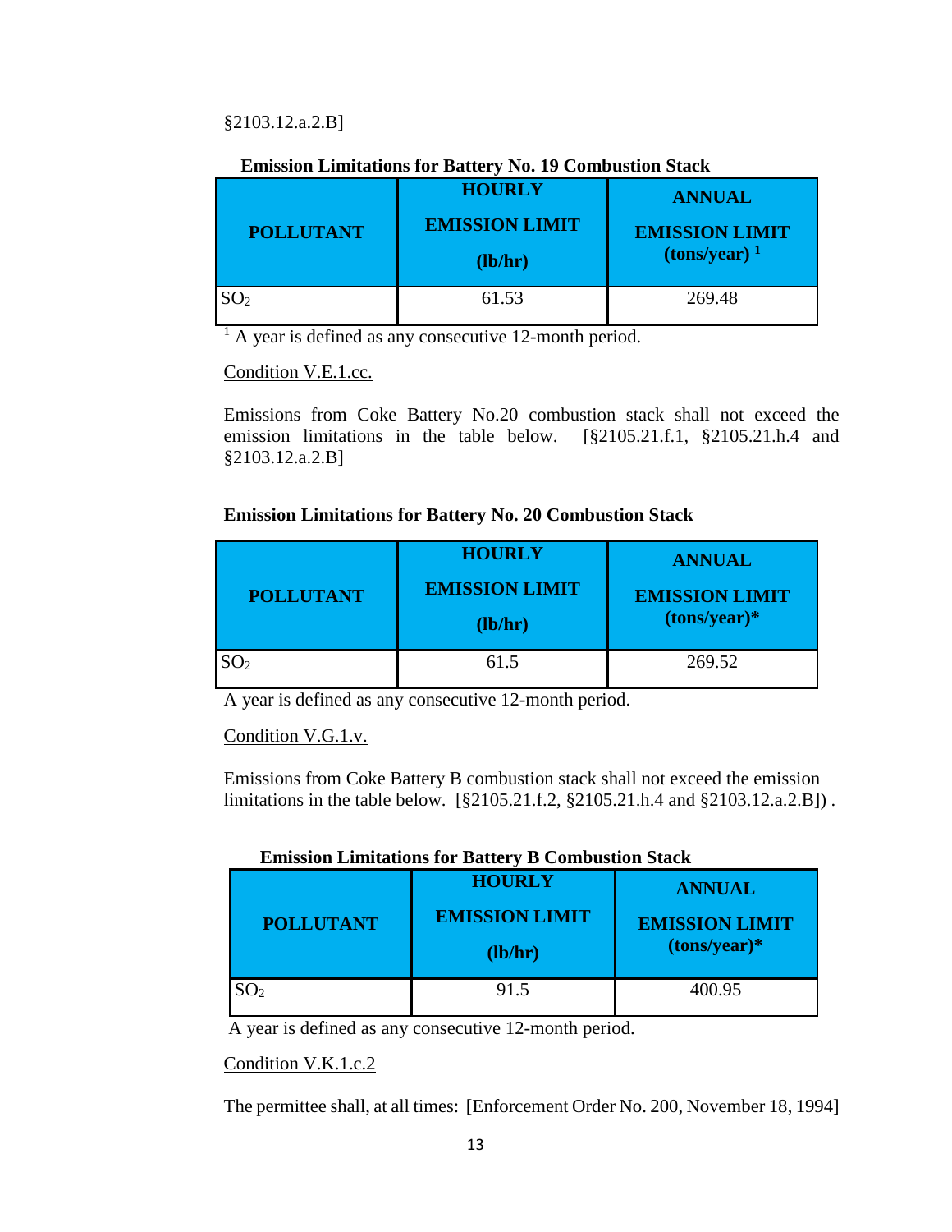§2103.12.a.2.B]

**Emission Limitations for Battery No. 19 Combustion Stack**

| POLLUTANT | HOURLY EMISSION LIMIT (lb/hr) | ANNUAL EMISSION LIMIT (tons/year) [1] |
|---|---|---|
| $SO_2$ | 61.53 | 269.48 |

[1] A year is defined as any consecutive 12-month period.

Condition V.E.1.cc.

Emissions from Coke Battery No.20 combustion stack shall not exceed the emission limitations in the table below. [§2105.21.f.1, §2105.21.h.4 and §2103.12.a.2.B]

**Emission Limitations for Battery No. 20 Combustion Stack**

| POLLUTANT | HOURLY EMISSION LIMIT (lb/hr) | ANNUAL EMISSION LIMIT (tons/year)* |
|---|---|---|
| $SO_2$ | 61.5 | 269.52 |

A year is defined as any consecutive 12-month period.

Condition V.G.1.v.

Emissions from Coke Battery B combustion stack shall not exceed the emission limitations in the table below. [§2105.21.f.2, §2105.21.h.4 and §2103.12.a.2.B]) .

**Emission Limitations for Battery B Combustion Stack**

| POLLUTANT | HOURLY EMISSION LIMIT (lb/hr) | ANNUAL EMISSION LIMIT (tons/year)* |
|---|---|---|
| $SO_2$ | 91.5 | 400.95 |

A year is defined as any consecutive 12-month period.

Condition V.K.1.c.2

The permittee shall, at all times: [Enforcement Order No. 200, November 18, 1994]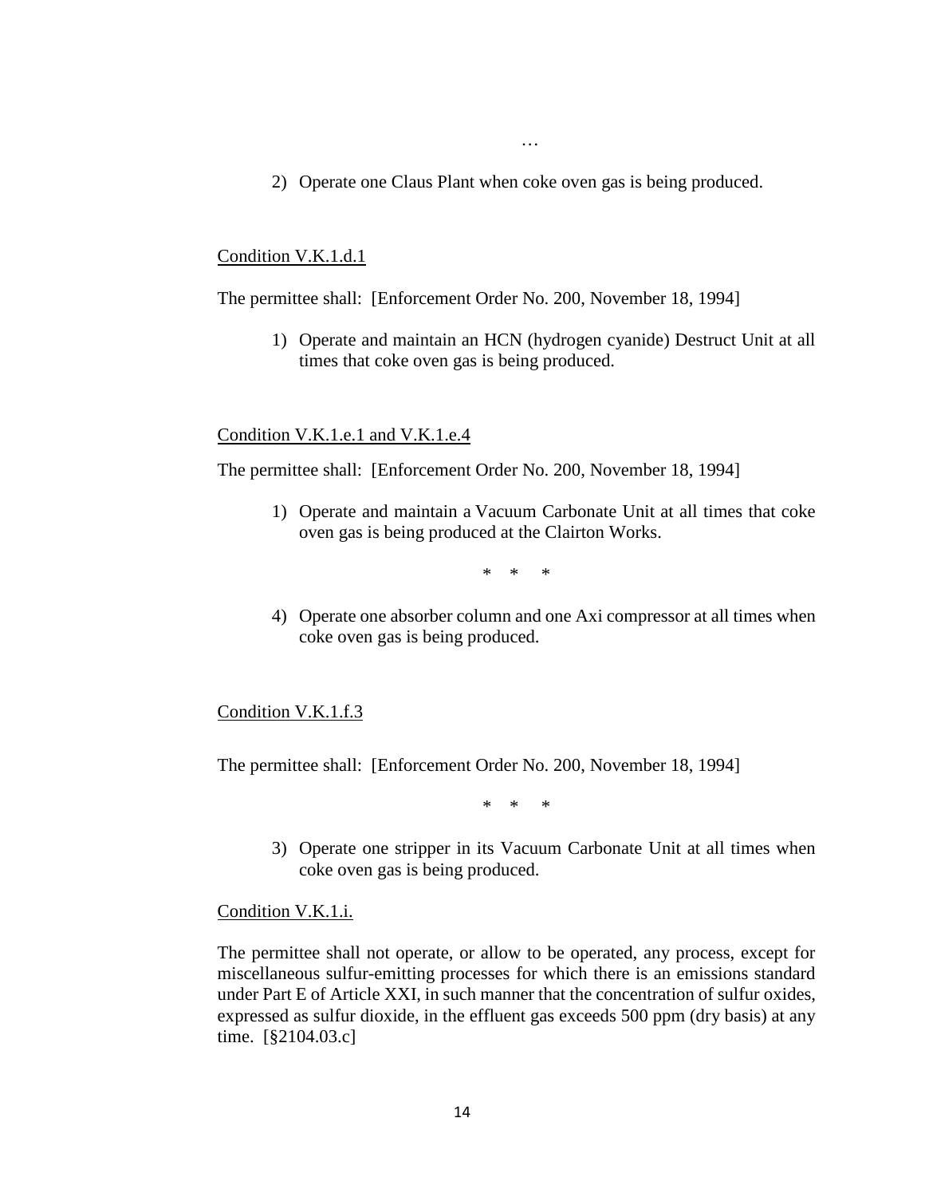…

2) Operate one Claus Plant when coke oven gas is being produced.

Condition V.K.1.d.1

The permittee shall: [Enforcement Order No. 200, November 18, 1994]

1) Operate and maintain an HCN (hydrogen cyanide) Destruct Unit at all times that coke oven gas is being produced.

Condition V.K.1.e.1 and V.K.1.e.4

The permittee shall: [Enforcement Order No. 200, November 18, 1994]

1) Operate and maintain a Vacuum Carbonate Unit at all times that coke oven gas is being produced at the Clairton Works.

\* \* \*

4) Operate one absorber column and one Axi compressor at all times when coke oven gas is being produced.

Condition V.K.1.f.3

The permittee shall: [Enforcement Order No. 200, November 18, 1994]

\* \* \*

3) Operate one stripper in its Vacuum Carbonate Unit at all times when coke oven gas is being produced.

Condition V.K.1.i.

The permittee shall not operate, or allow to be operated, any process, except for miscellaneous sulfur-emitting processes for which there is an emissions standard under Part E of Article XXI, in such manner that the concentration of sulfur oxides, expressed as sulfur dioxide, in the effluent gas exceeds 500 ppm (dry basis) at any time. [§2104.03.c]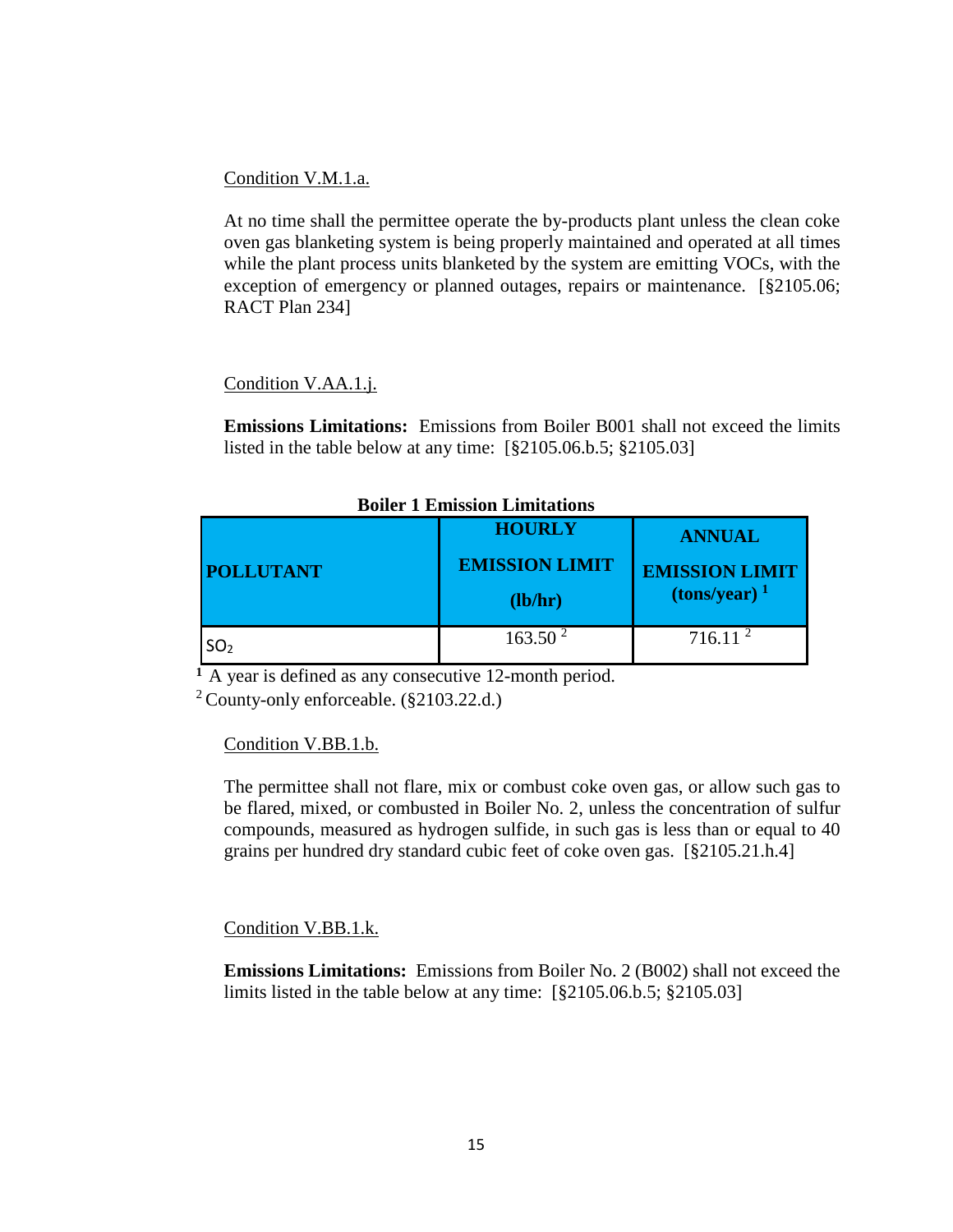Condition V.M.1.a.

At no time shall the permittee operate the by-products plant unless the clean coke oven gas blanketing system is being properly maintained and operated at all times while the plant process units blanketed by the system are emitting VOCs, with the exception of emergency or planned outages, repairs or maintenance. [§2105.06; RACT Plan 234]

Condition V.AA.1.j.

**Emissions Limitations:** Emissions from Boiler B001 shall not exceed the limits listed in the table below at any time: [§2105.06.b.5; §2105.03]

**Boiler 1 Emission Limitations**

| POLLUTANT | HOURLY EMISSION LIMIT (lb/hr) | ANNUAL EMISSION LIMIT (tons/year) [1] |
|---|---|---|
| $SO_2$ | 163.50 [2] | 716.11 [2] |

[1] A year is defined as any consecutive 12-month period.
[2] County-only enforceable. (§2103.22.d.)

Condition V.BB.1.b.

The permittee shall not flare, mix or combust coke oven gas, or allow such gas to be flared, mixed, or combusted in Boiler No. 2, unless the concentration of sulfur compounds, measured as hydrogen sulfide, in such gas is less than or equal to 40 grains per hundred dry standard cubic feet of coke oven gas. [§2105.21.h.4]

Condition V.BB.1.k.

**Emissions Limitations:** Emissions from Boiler No. 2 (B002) shall not exceed the limits listed in the table below at any time: [§2105.06.b.5; §2105.03]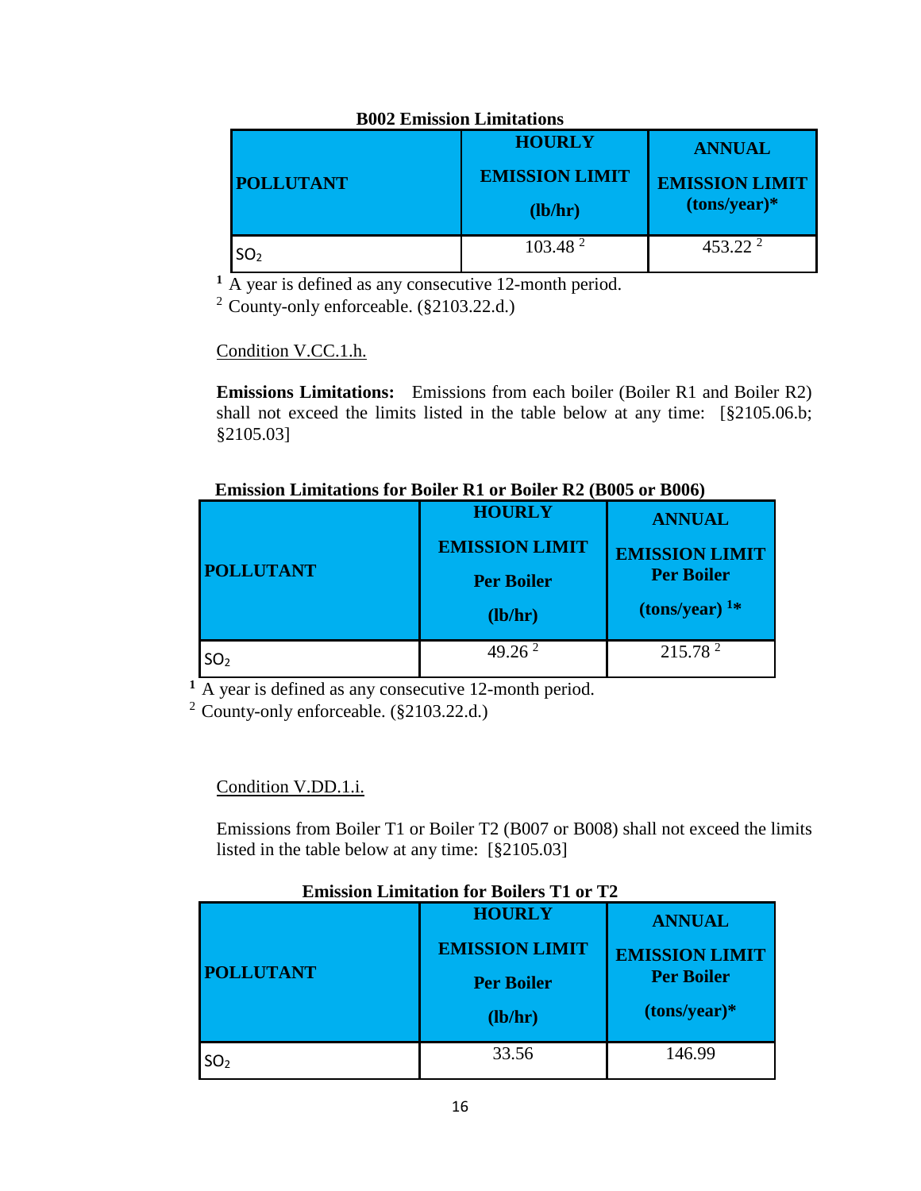**B002 Emission Limitations**

| POLLUTANT | HOURLY EMISSION LIMIT (lb/hr) | ANNUAL EMISSION LIMIT (tons/year)* |
|---|---|---|
| $SO_2$ | 103.48 [2] | 453.22 [2] |

[1] A year is defined as any consecutive 12-month period.
[2] County-only enforceable. (§2103.22.d.)

Condition V.CC.1.h.

**Emissions Limitations:** Emissions from each boiler (Boiler R1 and Boiler R2) shall not exceed the limits listed in the table below at any time: [§2105.06.b; §2105.03]

**Emission Limitations for Boiler R1 or Boiler R2 (B005 or B006)**

| POLLUTANT | HOURLY EMISSION LIMIT Per Boiler (lb/hr) | ANNUAL EMISSION LIMIT Per Boiler (tons/year) [1]* |
|---|---|---|
| $SO_2$ | 49.26 [2] | 215.78 [2] |

[1] A year is defined as any consecutive 12-month period.
[2] County-only enforceable. (§2103.22.d.)

Condition V.DD.1.i.

Emissions from Boiler T1 or Boiler T2 (B007 or B008) shall not exceed the limits listed in the table below at any time: [§2105.03]

**Emission Limitation for Boilers T1 or T2**

| POLLUTANT | HOURLY EMISSION LIMIT Per Boiler (lb/hr) | ANNUAL EMISSION LIMIT Per Boiler (tons/year)* |
|---|---|---|
| $SO_2$ | 33.56 | 146.99 |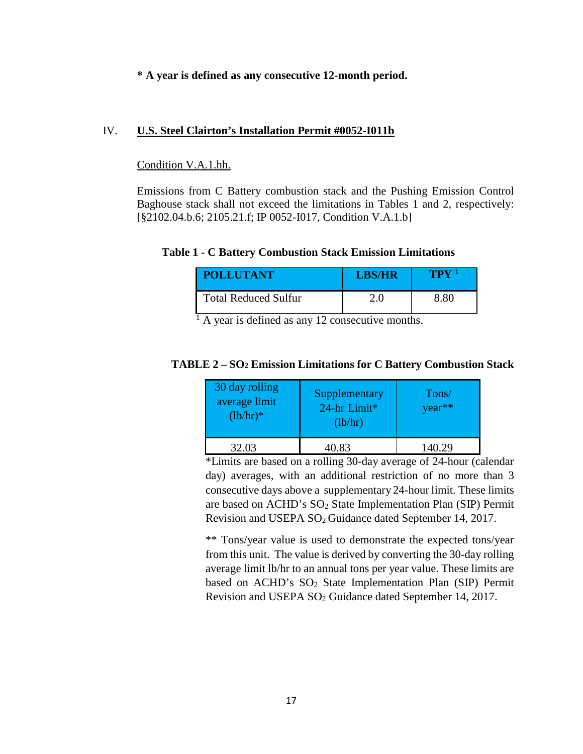**\* A year is defined as any consecutive 12-month period.**

## IV. U.S. Steel Clairton's Installation Permit #0052-I011b

Condition V.A.1.hh.

Emissions from C Battery combustion stack and the Pushing Emission Control Baghouse stack shall not exceed the limitations in Tables 1 and 2, respectively: [§2102.04.b.6; 2105.21.f; IP 0052-I017, Condition V.A.1.b]

**Table 1 - C Battery Combustion Stack Emission Limitations**

| POLLUTANT | LBS/HR | TPY [1] |
|---|---|---|
| Total Reduced Sulfur | 2.0 | 8.80 |

[1] A year is defined as any 12 consecutive months.

**TABLE 2 – $SO_2$ Emission Limitations for C Battery Combustion Stack**

| 30 day rolling average limit (lb/hr)* | Supplementary 24-hr Limit* (lb/hr) | Tons/ year** |
|---|---|---|
| 32.03 | 40.83 | 140.29 |

\*Limits are based on a rolling 30-day average of 24-hour (calendar day) averages, with an additional restriction of no more than 3 consecutive days above a supplementary 24-hour limit. These limits are based on ACHD's $SO_2$ State Implementation Plan (SIP) Permit Revision and USEPA $SO_2$ Guidance dated September 14, 2017.

\*\* Tons/year value is used to demonstrate the expected tons/year from this unit. The value is derived by converting the 30-day rolling average limit lb/hr to an annual tons per year value. These limits are based on ACHD's $SO_2$ State Implementation Plan (SIP) Permit Revision and USEPA $SO_2$ Guidance dated September 14, 2017.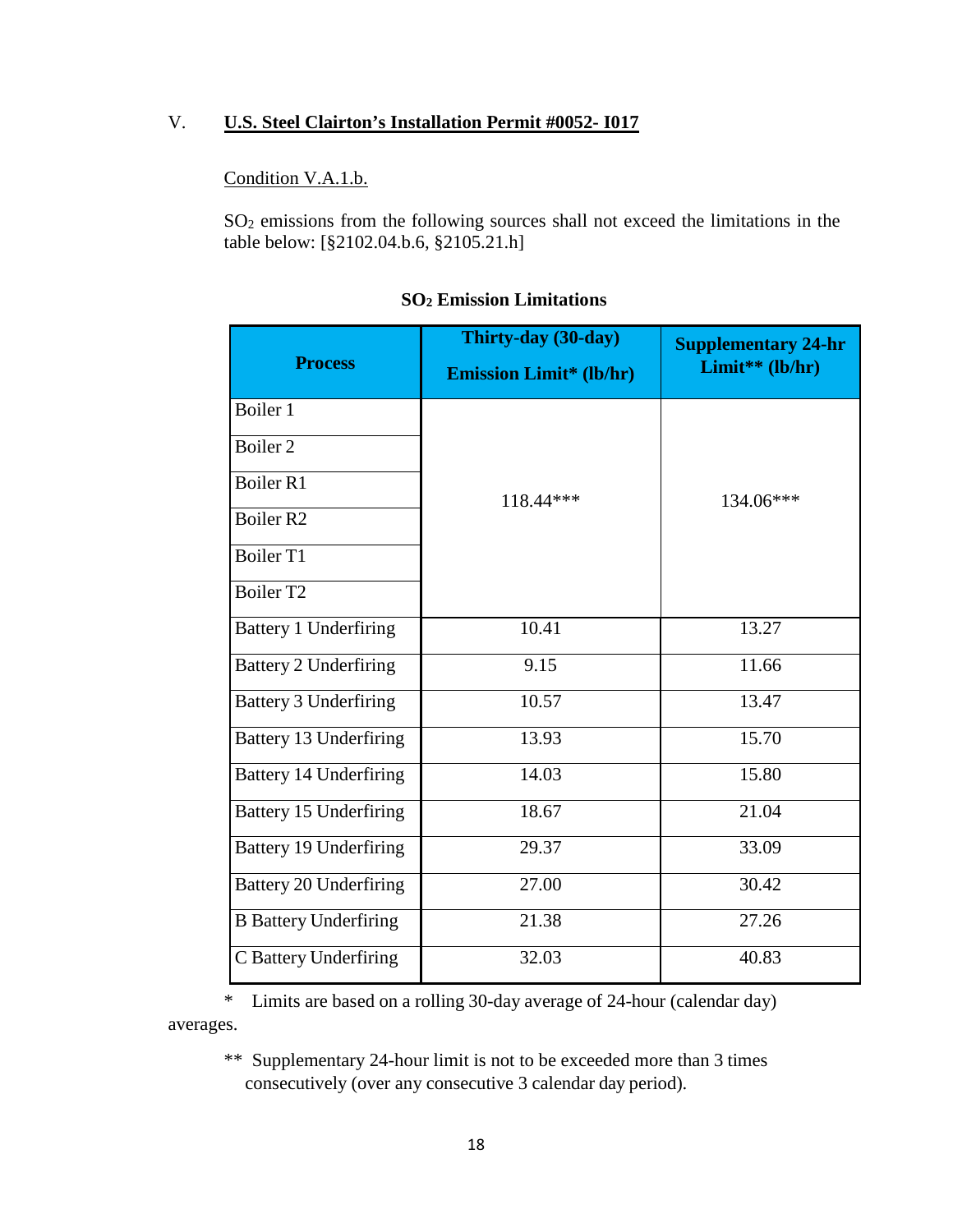## V. U.S. Steel Clairton's Installation Permit #0052- I017

Condition V.A.1.b.

$SO_2$ emissions from the following sources shall not exceed the limitations in the table below: [§2102.04.b.6, §2105.21.h]

**$SO_2$ Emission Limitations**

| Process | Thirty-day (30-day) Emission Limit* (lb/hr) | Supplementary 24-hr Limit** (lb/hr) |
|---|---|---|
| Boiler 1 | 118.44*** | 134.06*** |
| Boiler 2 | | |
| Boiler R1 | | |
| Boiler R2 | | |
| Boiler T1 | | |
| Boiler T2 | | |
| Battery 1 Underfiring | 10.41 | 13.27 |
| Battery 2 Underfiring | 9.15 | 11.66 |
| Battery 3 Underfiring | 10.57 | 13.47 |
| Battery 13 Underfiring | 13.93 | 15.70 |
| Battery 14 Underfiring | 14.03 | 15.80 |
| Battery 15 Underfiring | 18.67 | 21.04 |
| Battery 19 Underfiring | 29.37 | 33.09 |
| Battery 20 Underfiring | 27.00 | 30.42 |
| B Battery Underfiring | 21.38 | 27.26 |
| C Battery Underfiring | 32.03 | 40.83 |

\* Limits are based on a rolling 30-day average of 24-hour (calendar day) averages.

\** Supplementary 24-hour limit is not to be exceeded more than 3 times consecutively (over any consecutive 3 calendar day period).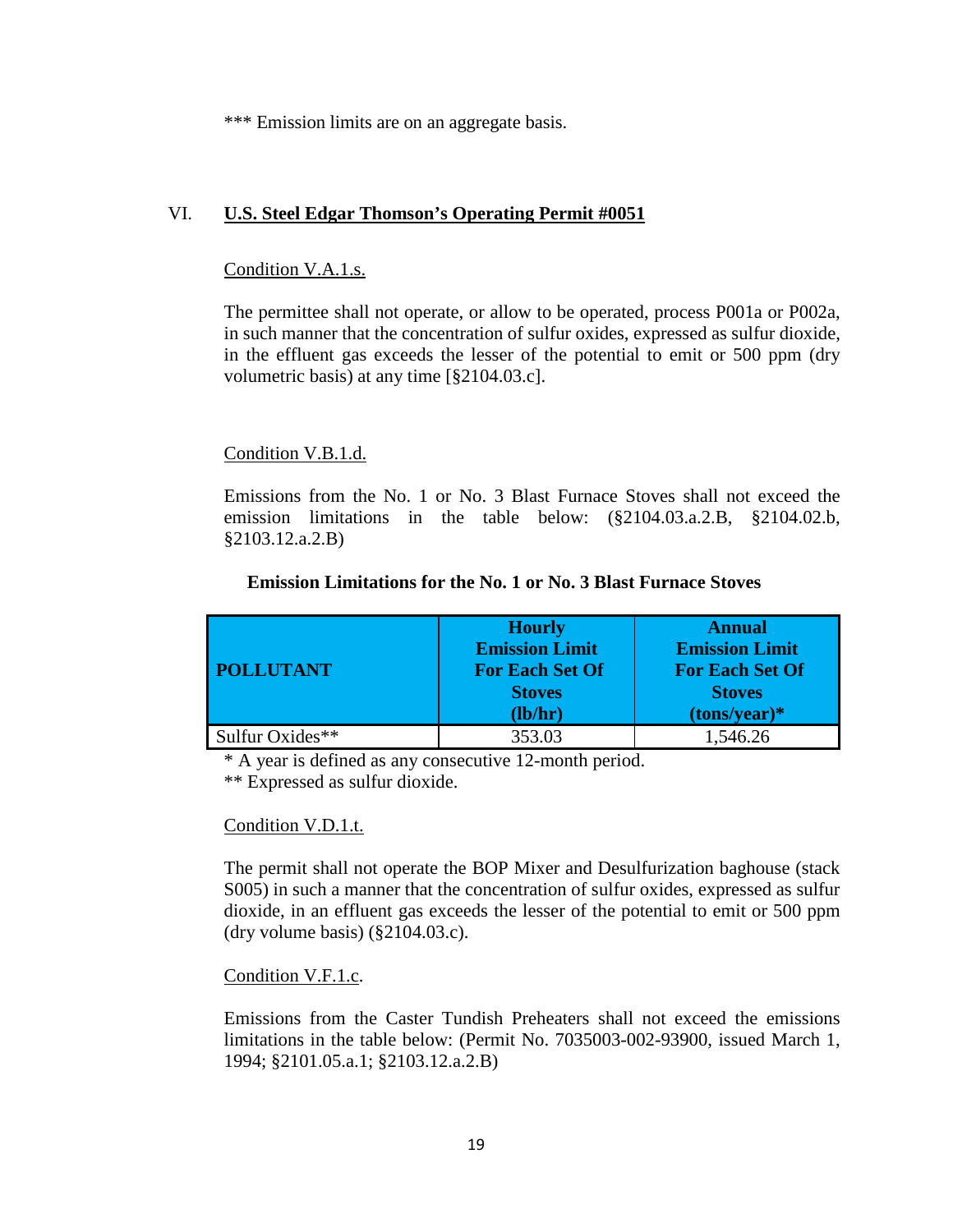*** Emission limits are on an aggregate basis.

VI. **U.S. Steel Edgar Thomson's Operating Permit #0051**

Condition V.A.1.s.

The permittee shall not operate, or allow to be operated, process P001a or P002a, in such manner that the concentration of sulfur oxides, expressed as sulfur dioxide, in the effluent gas exceeds the lesser of the potential to emit or 500 ppm (dry volumetric basis) at any time [§2104.03.c].

Condition V.B.1.d.

Emissions from the No. 1 or No. 3 Blast Furnace Stoves shall not exceed the emission limitations in the table below: (§2104.03.a.2.B, §2104.02.b, §2103.12.a.2.B)

**Emission Limitations for the No. 1 or No. 3 Blast Furnace Stoves**

| POLLUTANT | Hourly Emission Limit For Each Set Of Stoves (lb/hr) | Annual Emission Limit For Each Set Of Stoves (tons/year)* |
|---|---|---|
| Sulfur Oxides** | 353.03 | 1,546.26 |

* A year is defined as any consecutive 12-month period.

** Expressed as sulfur dioxide.

Condition V.D.1.t.

The permit shall not operate the BOP Mixer and Desulfurization baghouse (stack S005) in such a manner that the concentration of sulfur oxides, expressed as sulfur dioxide, in an effluent gas exceeds the lesser of the potential to emit or 500 ppm (dry volume basis) (§2104.03.c).

Condition V.F.1.c.

Emissions from the Caster Tundish Preheaters shall not exceed the emissions limitations in the table below: (Permit No. 7035003-002-93900, issued March 1, 1994; §2101.05.a.1; §2103.12.a.2.B)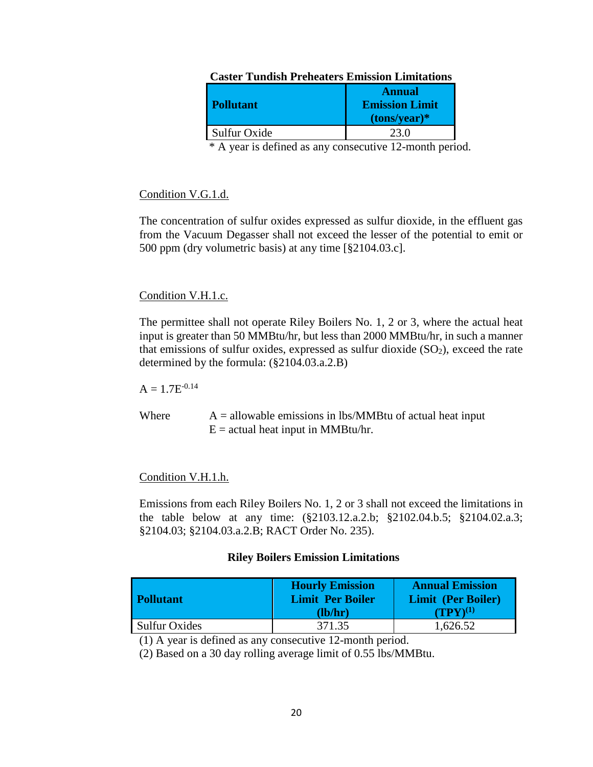**Caster Tundish Preheaters Emission Limitations**

| Pollutant | Annual Emission Limit (tons/year)* |
|---|---|
| Sulfur Oxide | 23.0 |

* A year is defined as any consecutive 12-month period.

Condition V.G.1.d.

The concentration of sulfur oxides expressed as sulfur dioxide, in the effluent gas from the Vacuum Degasser shall not exceed the lesser of the potential to emit or 500 ppm (dry volumetric basis) at any time [§2104.03.c].

Condition V.H.1.c.

The permittee shall not operate Riley Boilers No. 1, 2 or 3, where the actual heat input is greater than 50 MMBtu/hr, but less than 2000 MMBtu/hr, in such a manner that emissions of sulfur oxides, expressed as sulfur dioxide ($SO_2$), exceed the rate determined by the formula: (§2104.03.a.2.B)

$$A = 1.7E^{-0.14}$$

Where A = allowable emissions in lbs/MMBtu of actual heat input
E = actual heat input in MMBtu/hr.

Condition V.H.1.h.

Emissions from each Riley Boilers No. 1, 2 or 3 shall not exceed the limitations in the table below at any time: (§2103.12.a.2.b; §2102.04.b.5; §2104.02.a.3; §2104.03; §2104.03.a.2.B; RACT Order No. 235).

**Riley Boilers Emission Limitations**

| Pollutant | Hourly Emission Limit Per Boiler (lb/hr) | Annual Emission Limit (Per Boiler) (TPY)(1) |
|---|---|---|
| Sulfur Oxides | 371.35 | 1,626.52 |

(1) A year is defined as any consecutive 12-month period.
(2) Based on a 30 day rolling average limit of 0.55 lbs/MMBtu.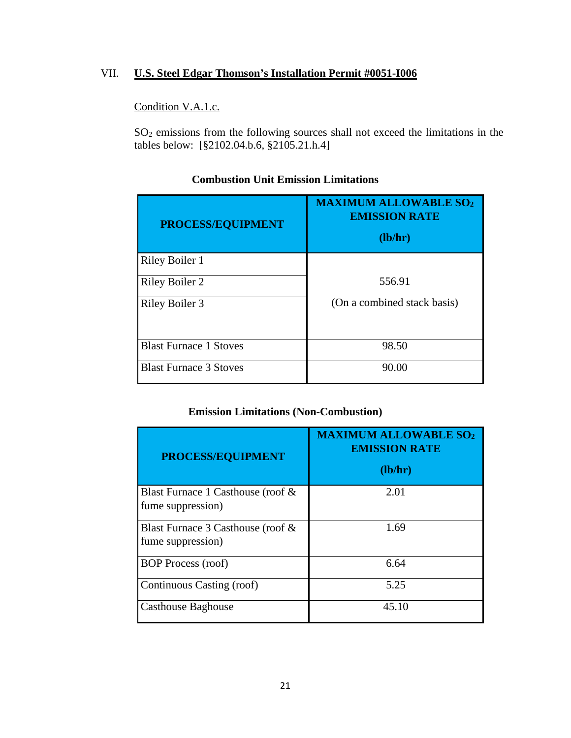## VII. U.S. Steel Edgar Thomson's Installation Permit #0051-I006

Condition V.A.1.c.

$SO_2$ emissions from the following sources shall not exceed the limitations in the tables below: [§2102.04.b.6, §2105.21.h.4]

**Combustion Unit Emission Limitations**

| PROCESS/EQUIPMENT | MAXIMUM ALLOWABLE $SO_2$ EMISSION RATE (lb/hr) |
|---|---|
| Riley Boiler 1 | 556.91 (On a combined stack basis) |
| Riley Boiler 2 | |
| Riley Boiler 3 | |
| Blast Furnace 1 Stoves | 98.50 |
| Blast Furnace 3 Stoves | 90.00 |

**Emission Limitations (Non-Combustion)**

| PROCESS/EQUIPMENT | MAXIMUM ALLOWABLE $SO_2$ EMISSION RATE (lb/hr) |
|---|---|
| Blast Furnace 1 Casthouse (roof & fume suppression) | 2.01 |
| Blast Furnace 3 Casthouse (roof & fume suppression) | 1.69 |
| BOP Process (roof) | 6.64 |
| Continuous Casting (roof) | 5.25 |
| Casthouse Baghouse | 45.10 |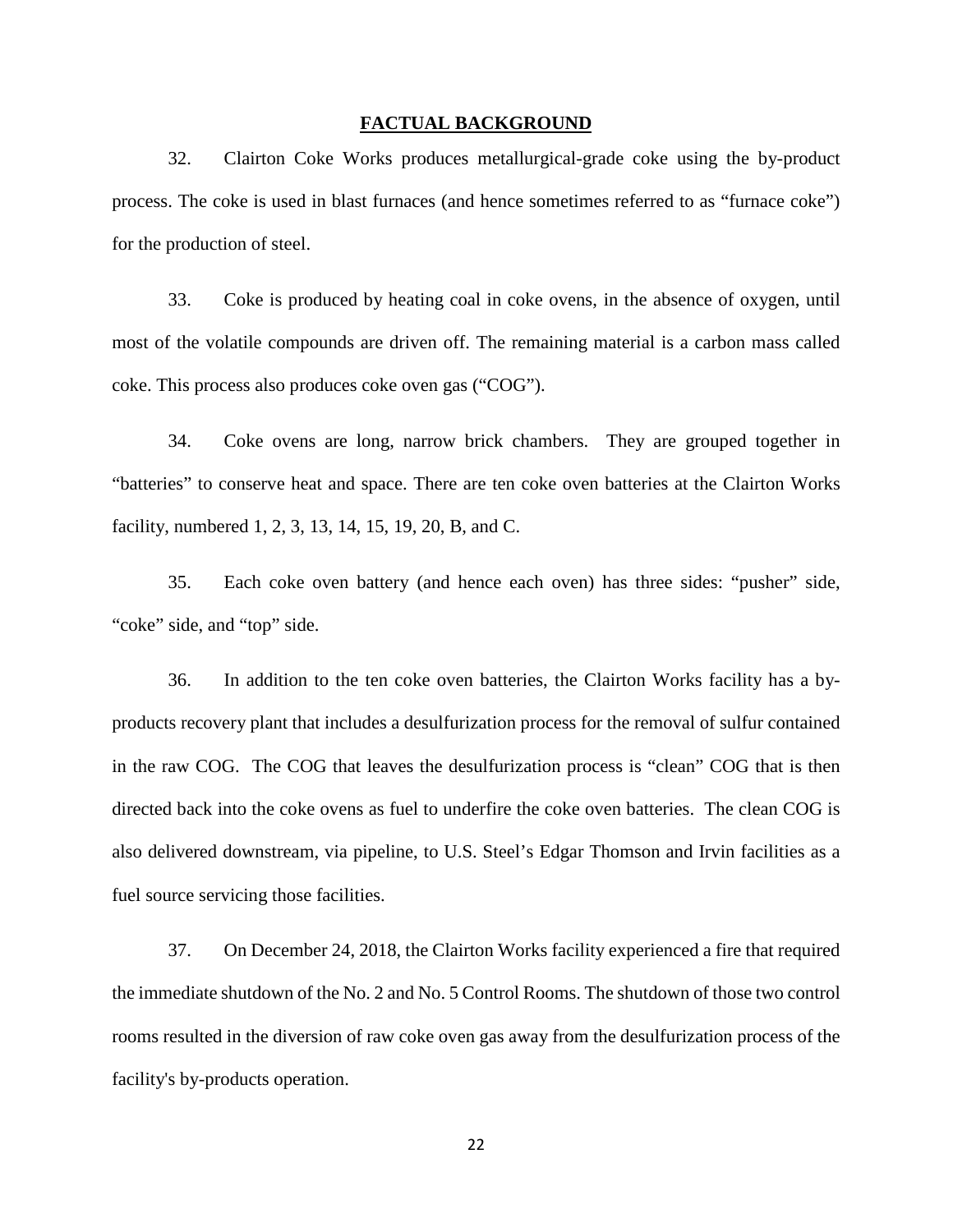## FACTUAL BACKGROUND

32. Clairton Coke Works produces metallurgical-grade coke using the by-product process. The coke is used in blast furnaces (and hence sometimes referred to as "furnace coke") for the production of steel.

33. Coke is produced by heating coal in coke ovens, in the absence of oxygen, until most of the volatile compounds are driven off. The remaining material is a carbon mass called coke. This process also produces coke oven gas ("COG").

34. Coke ovens are long, narrow brick chambers. They are grouped together in "batteries" to conserve heat and space. There are ten coke oven batteries at the Clairton Works facility, numbered 1, 2, 3, 13, 14, 15, 19, 20, B, and C.

35. Each coke oven battery (and hence each oven) has three sides: "pusher" side, "coke" side, and "top" side.

36. In addition to the ten coke oven batteries, the Clairton Works facility has a by-products recovery plant that includes a desulfurization process for the removal of sulfur contained in the raw COG. The COG that leaves the desulfurization process is "clean" COG that is then directed back into the coke ovens as fuel to underfire the coke oven batteries. The clean COG is also delivered downstream, via pipeline, to U.S. Steel's Edgar Thomson and Irvin facilities as a fuel source servicing those facilities.

37. On December 24, 2018, the Clairton Works facility experienced a fire that required the immediate shutdown of the No. 2 and No. 5 Control Rooms. The shutdown of those two control rooms resulted in the diversion of raw coke oven gas away from the desulfurization process of the facility's by-products operation.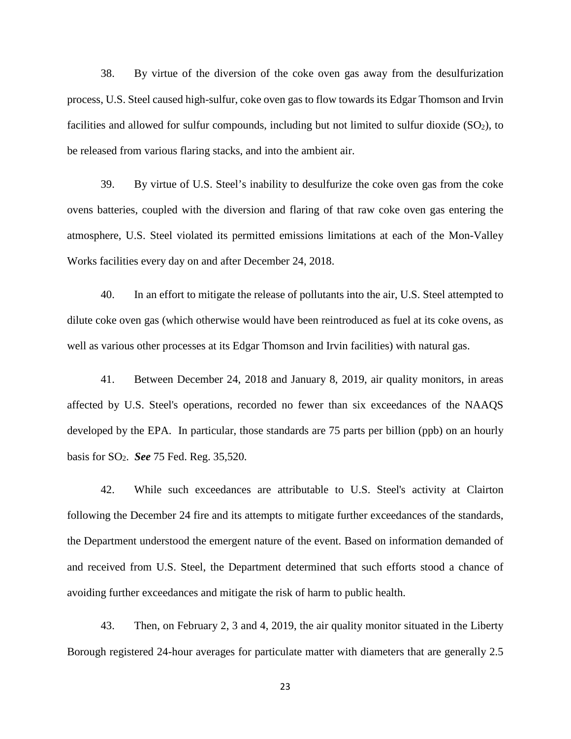38. By virtue of the diversion of the coke oven gas away from the desulfurization process, U.S. Steel caused high-sulfur, coke oven gas to flow towards its Edgar Thomson and Irvin facilities and allowed for sulfur compounds, including but not limited to sulfur dioxide ($SO_2$), to be released from various flaring stacks, and into the ambient air.

39. By virtue of U.S. Steel's inability to desulfurize the coke oven gas from the coke ovens batteries, coupled with the diversion and flaring of that raw coke oven gas entering the atmosphere, U.S. Steel violated its permitted emissions limitations at each of the Mon-Valley Works facilities every day on and after December 24, 2018.

40. In an effort to mitigate the release of pollutants into the air, U.S. Steel attempted to dilute coke oven gas (which otherwise would have been reintroduced as fuel at its coke ovens, as well as various other processes at its Edgar Thomson and Irvin facilities) with natural gas.

41. Between December 24, 2018 and January 8, 2019, air quality monitors, in areas affected by U.S. Steel's operations, recorded no fewer than six exceedances of the NAAQS developed by the EPA. In particular, those standards are 75 parts per billion (ppb) on an hourly basis for $SO_2$. ***See*** 75 Fed. Reg. 35,520.

42. While such exceedances are attributable to U.S. Steel's activity at Clairton following the December 24 fire and its attempts to mitigate further exceedances of the standards, the Department understood the emergent nature of the event. Based on information demanded of and received from U.S. Steel, the Department determined that such efforts stood a chance of avoiding further exceedances and mitigate the risk of harm to public health.

43. Then, on February 2, 3 and 4, 2019, the air quality monitor situated in the Liberty Borough registered 24-hour averages for particulate matter with diameters that are generally 2.5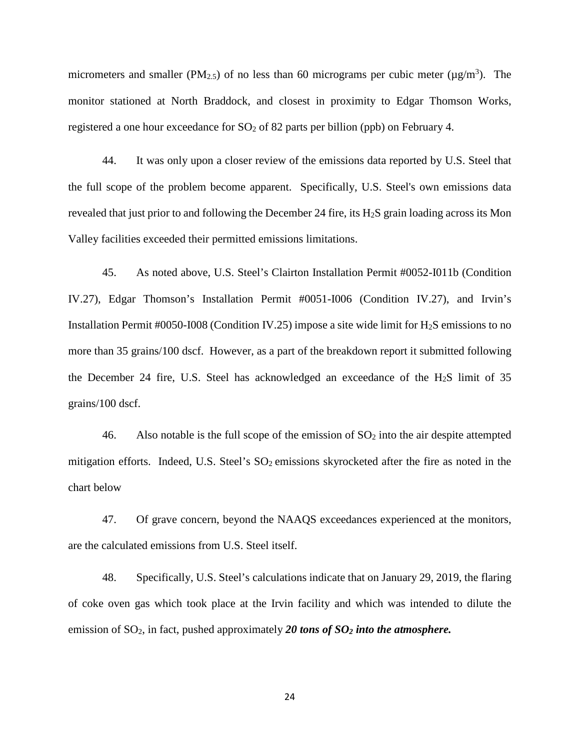micrometers and smaller ($PM_{2.5}$) of no less than 60 micrograms per cubic meter ($\mu g/m^3$). The monitor stationed at North Braddock, and closest in proximity to Edgar Thomson Works, registered a one hour exceedance for $SO_2$ of 82 parts per billion (ppb) on February 4.

44. It was only upon a closer review of the emissions data reported by U.S. Steel that the full scope of the problem become apparent. Specifically, U.S. Steel's own emissions data revealed that just prior to and following the December 24 fire, its $H_2S$ grain loading across its Mon Valley facilities exceeded their permitted emissions limitations.

45. As noted above, U.S. Steel's Clairton Installation Permit #0052-I011b (Condition IV.27), Edgar Thomson's Installation Permit #0051-I006 (Condition IV.27), and Irvin's Installation Permit #0050-I008 (Condition IV.25) impose a site wide limit for $H_2S$ emissions to no more than 35 grains/100 dscf. However, as a part of the breakdown report it submitted following the December 24 fire, U.S. Steel has acknowledged an exceedance of the $H_2S$ limit of 35 grains/100 dscf.

46. Also notable is the full scope of the emission of $SO_2$ into the air despite attempted mitigation efforts. Indeed, U.S. Steel's $SO_2$ emissions skyrocketed after the fire as noted in the chart below

47. Of grave concern, beyond the NAAQS exceedances experienced at the monitors, are the calculated emissions from U.S. Steel itself.

48. Specifically, U.S. Steel's calculations indicate that on January 29, 2019, the flaring of coke oven gas which took place at the Irvin facility and which was intended to dilute the emission of $SO_2$, in fact, pushed approximately ***20 tons of $SO_2$ into the atmosphere.***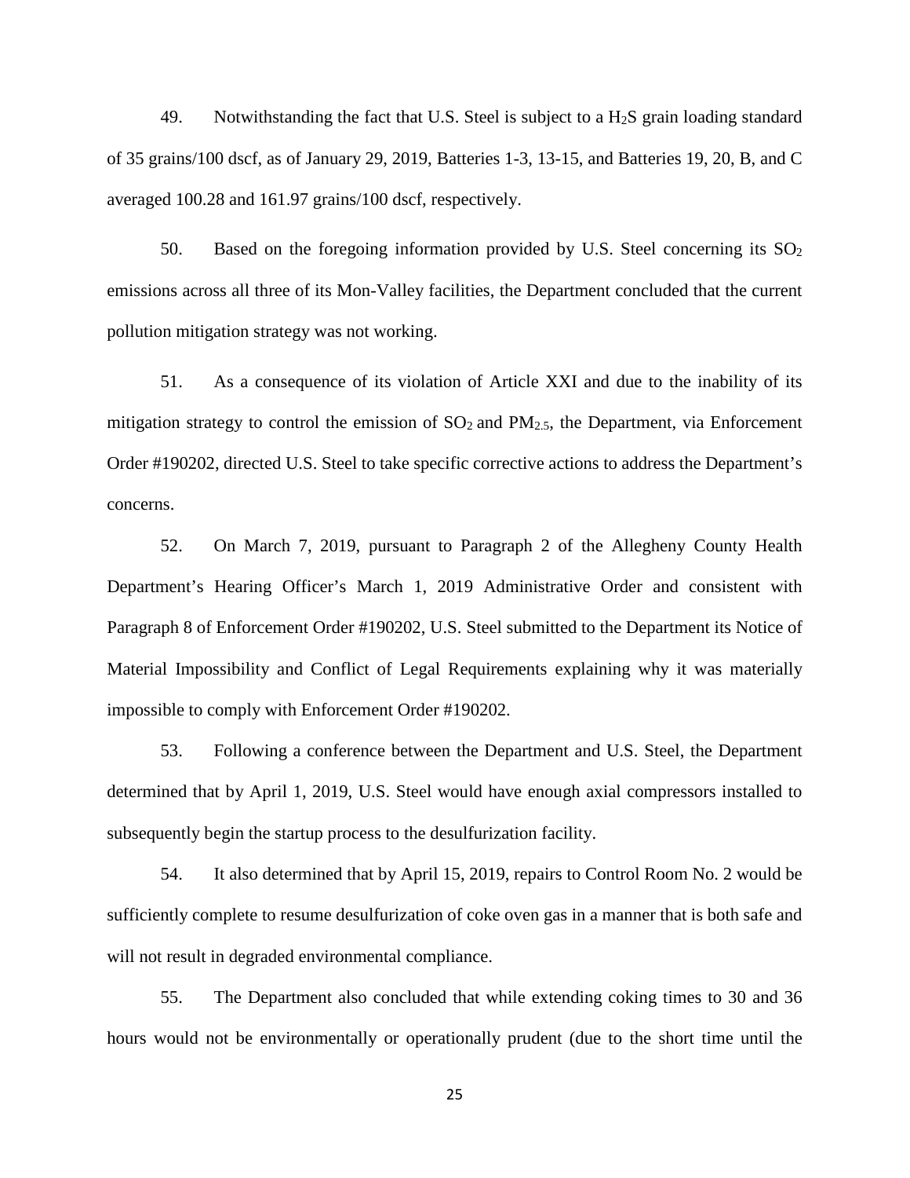49. Notwithstanding the fact that U.S. Steel is subject to a $H_2S$ grain loading standard of 35 grains/100 dscf, as of January 29, 2019, Batteries 1-3, 13-15, and Batteries 19, 20, B, and C averaged 100.28 and 161.97 grains/100 dscf, respectively.

50. Based on the foregoing information provided by U.S. Steel concerning its $SO_2$ emissions across all three of its Mon-Valley facilities, the Department concluded that the current pollution mitigation strategy was not working.

51. As a consequence of its violation of Article XXI and due to the inability of its mitigation strategy to control the emission of $SO_2$ and $PM_{2.5}$, the Department, via Enforcement Order #190202, directed U.S. Steel to take specific corrective actions to address the Department's concerns.

52. On March 7, 2019, pursuant to Paragraph 2 of the Allegheny County Health Department's Hearing Officer's March 1, 2019 Administrative Order and consistent with Paragraph 8 of Enforcement Order #190202, U.S. Steel submitted to the Department its Notice of Material Impossibility and Conflict of Legal Requirements explaining why it was materially impossible to comply with Enforcement Order #190202.

53. Following a conference between the Department and U.S. Steel, the Department determined that by April 1, 2019, U.S. Steel would have enough axial compressors installed to subsequently begin the startup process to the desulfurization facility.

54. It also determined that by April 15, 2019, repairs to Control Room No. 2 would be sufficiently complete to resume desulfurization of coke oven gas in a manner that is both safe and will not result in degraded environmental compliance.

55. The Department also concluded that while extending coking times to 30 and 36 hours would not be environmentally or operationally prudent (due to the short time until the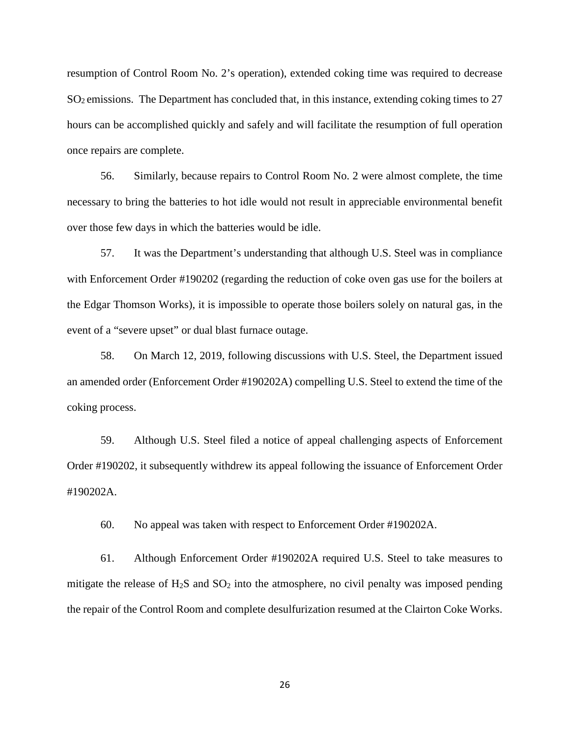resumption of Control Room No. 2's operation), extended coking time was required to decrease $SO_2$ emissions. The Department has concluded that, in this instance, extending coking times to 27 hours can be accomplished quickly and safely and will facilitate the resumption of full operation once repairs are complete.

56. Similarly, because repairs to Control Room No. 2 were almost complete, the time necessary to bring the batteries to hot idle would not result in appreciable environmental benefit over those few days in which the batteries would be idle.

57. It was the Department's understanding that although U.S. Steel was in compliance with Enforcement Order #190202 (regarding the reduction of coke oven gas use for the boilers at the Edgar Thomson Works), it is impossible to operate those boilers solely on natural gas, in the event of a "severe upset" or dual blast furnace outage.

58. On March 12, 2019, following discussions with U.S. Steel, the Department issued an amended order (Enforcement Order #190202A) compelling U.S. Steel to extend the time of the coking process.

59. Although U.S. Steel filed a notice of appeal challenging aspects of Enforcement Order #190202, it subsequently withdrew its appeal following the issuance of Enforcement Order #190202A.

60. No appeal was taken with respect to Enforcement Order #190202A.

61. Although Enforcement Order #190202A required U.S. Steel to take measures to mitigate the release of $H_2S$ and $SO_2$ into the atmosphere, no civil penalty was imposed pending the repair of the Control Room and complete desulfurization resumed at the Clairton Coke Works.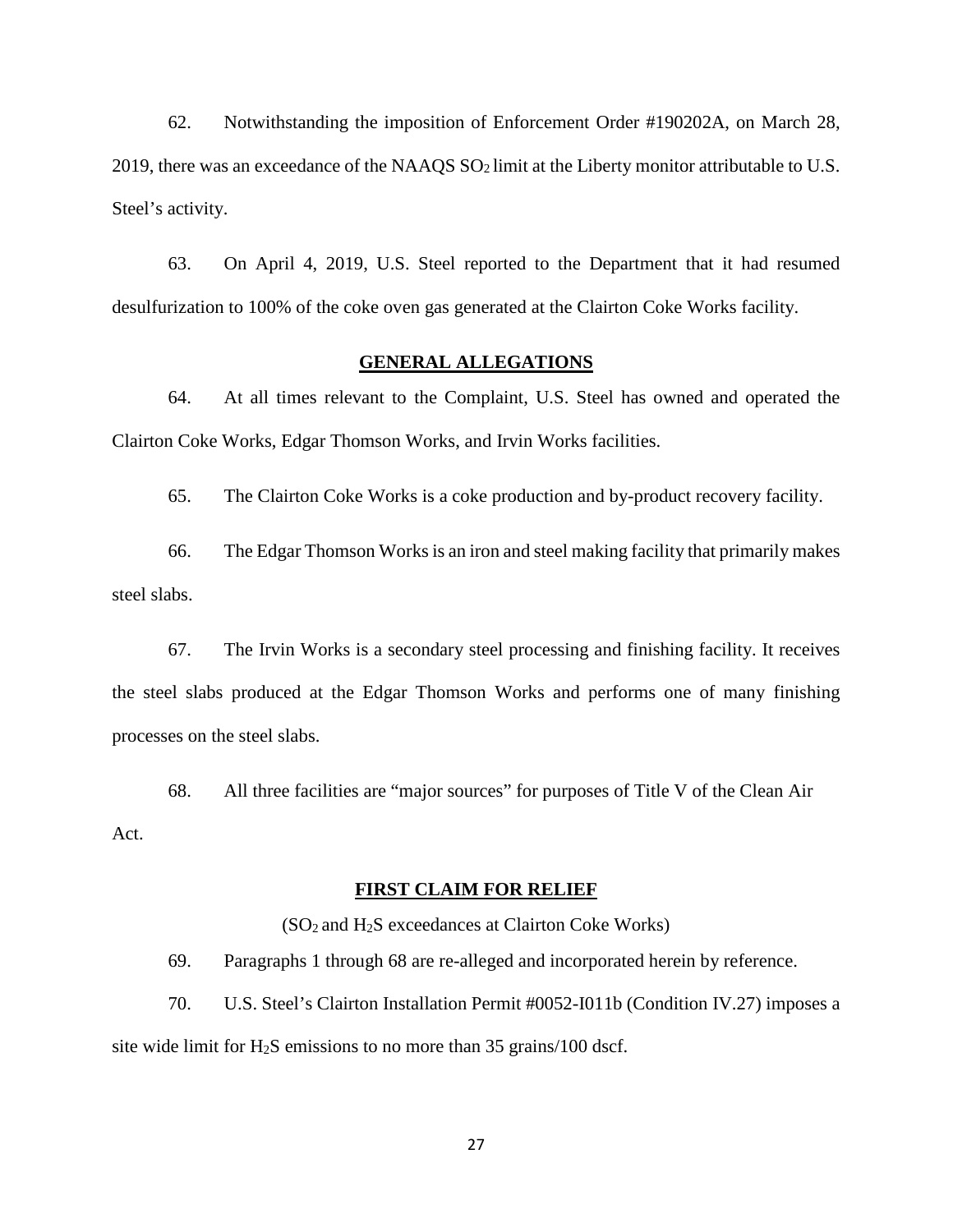62. Notwithstanding the imposition of Enforcement Order #190202A, on March 28, 2019, there was an exceedance of the NAAQS $SO_2$ limit at the Liberty monitor attributable to U.S. Steel's activity.

63. On April 4, 2019, U.S. Steel reported to the Department that it had resumed desulfurization to 100% of the coke oven gas generated at the Clairton Coke Works facility.

## GENERAL ALLEGATIONS

64. At all times relevant to the Complaint, U.S. Steel has owned and operated the Clairton Coke Works, Edgar Thomson Works, and Irvin Works facilities.

65. The Clairton Coke Works is a coke production and by-product recovery facility.

66. The Edgar Thomson Works is an iron and steel making facility that primarily makes steel slabs.

67. The Irvin Works is a secondary steel processing and finishing facility. It receives the steel slabs produced at the Edgar Thomson Works and performs one of many finishing processes on the steel slabs.

68. All three facilities are "major sources" for purposes of Title V of the Clean Air Act.

## FIRST CLAIM FOR RELIEF

($SO_2$ and $H_2S$ exceedances at Clairton Coke Works)

69. Paragraphs 1 through 68 are re-alleged and incorporated herein by reference.

70. U.S. Steel's Clairton Installation Permit #0052-I011b (Condition IV.27) imposes a site wide limit for $H_2S$ emissions to no more than 35 grains/100 dscf.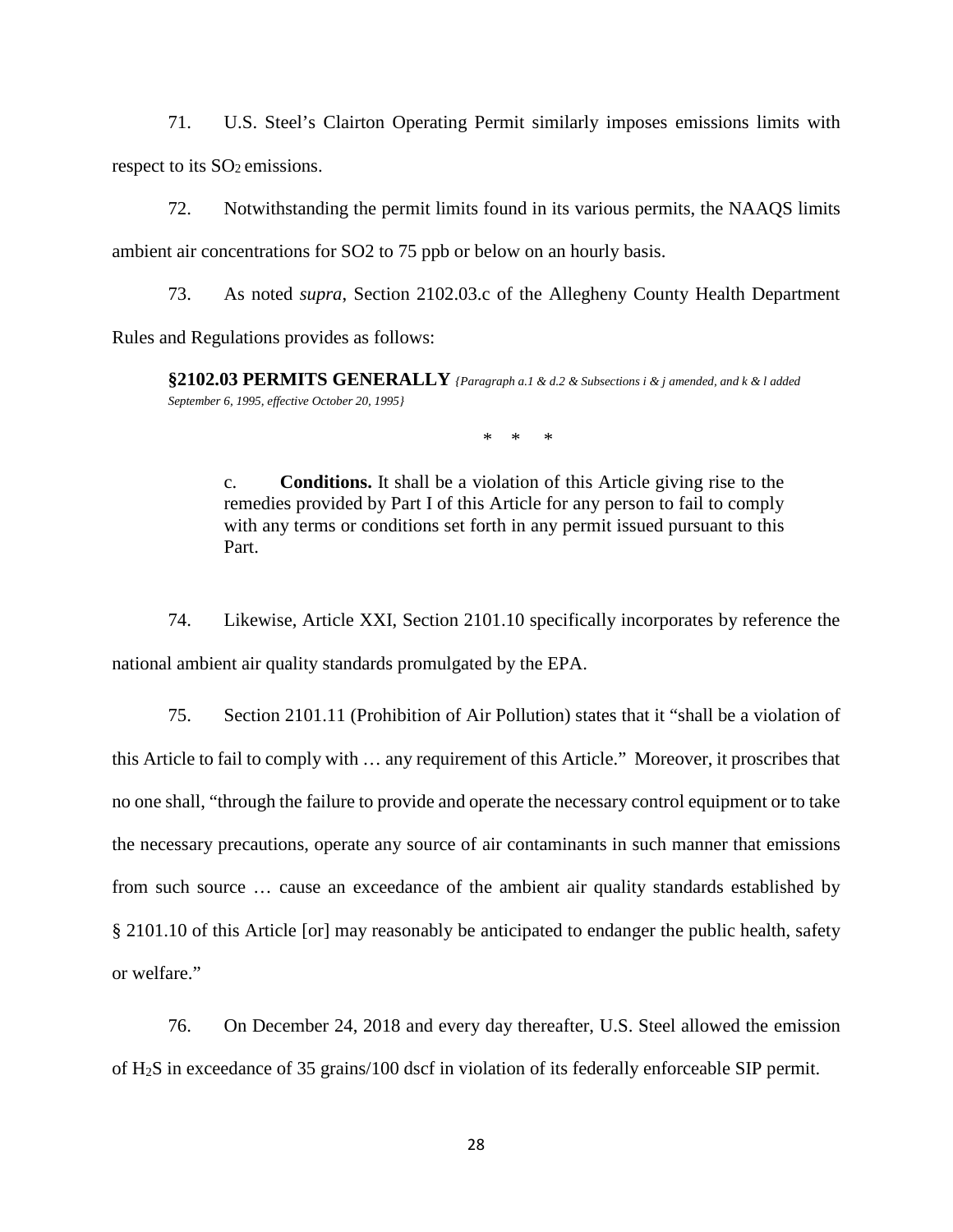71. U.S. Steel's Clairton Operating Permit similarly imposes emissions limits with respect to its $SO_2$ emissions.

72. Notwithstanding the permit limits found in its various permits, the NAAQS limits ambient air concentrations for SO2 to 75 ppb or below on an hourly basis.

73. As noted *supra*, Section 2102.03.c of the Allegheny County Health Department Rules and Regulations provides as follows:

> **§2102.03 PERMITS GENERALLY** *{Paragraph a.1 & d.2 & Subsections i & j amended, and k & l added September 6, 1995, effective October 20, 1995}*
>
> \* \* \*
>
> c. **Conditions.** It shall be a violation of this Article giving rise to the remedies provided by Part I of this Article for any person to fail to comply with any terms or conditions set forth in any permit issued pursuant to this Part.

74. Likewise, Article XXI, Section 2101.10 specifically incorporates by reference the national ambient air quality standards promulgated by the EPA.

75. Section 2101.11 (Prohibition of Air Pollution) states that it "shall be a violation of this Article to fail to comply with … any requirement of this Article." Moreover, it proscribes that no one shall, "through the failure to provide and operate the necessary control equipment or to take the necessary precautions, operate any source of air contaminants in such manner that emissions from such source … cause an exceedance of the ambient air quality standards established by § 2101.10 of this Article [or] may reasonably be anticipated to endanger the public health, safety or welfare."

76. On December 24, 2018 and every day thereafter, U.S. Steel allowed the emission of $H_2S$ in exceedance of 35 grains/100 dscf in violation of its federally enforceable SIP permit.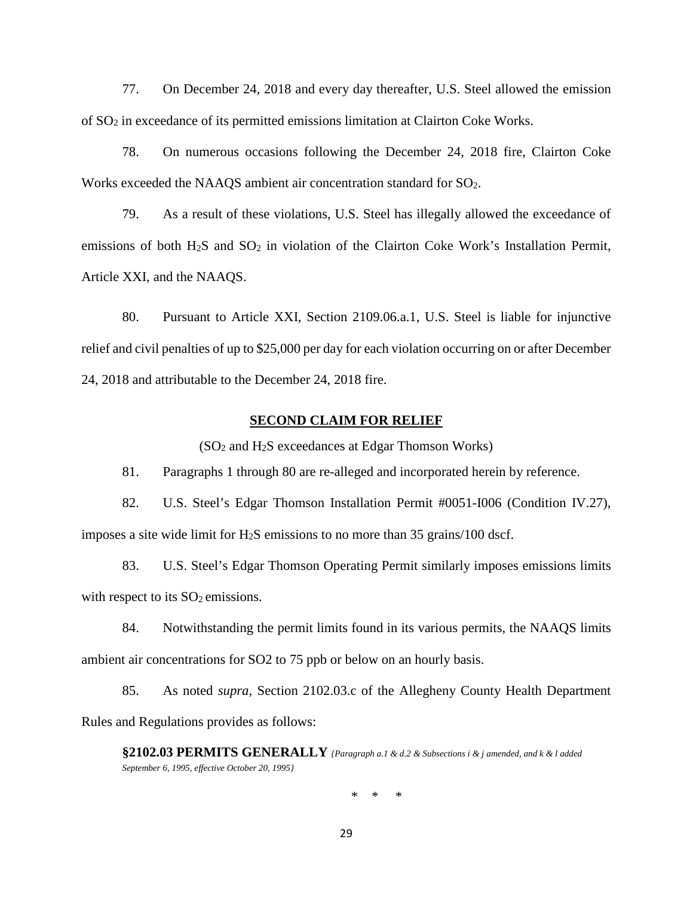77. On December 24, 2018 and every day thereafter, U.S. Steel allowed the emission of $SO_2$ in exceedance of its permitted emissions limitation at Clairton Coke Works.

78. On numerous occasions following the December 24, 2018 fire, Clairton Coke Works exceeded the NAAQS ambient air concentration standard for $SO_2$.

79. As a result of these violations, U.S. Steel has illegally allowed the exceedance of emissions of both $H_2S$ and $SO_2$ in violation of the Clairton Coke Work's Installation Permit, Article XXI, and the NAAQS.

80. Pursuant to Article XXI, Section 2109.06.a.1, U.S. Steel is liable for injunctive relief and civil penalties of up to $25,000 per day for each violation occurring on or after December 24, 2018 and attributable to the December 24, 2018 fire.

## SECOND CLAIM FOR RELIEF

($SO_2$ and $H_2S$ exceedances at Edgar Thomson Works)

81. Paragraphs 1 through 80 are re-alleged and incorporated herein by reference.

82. U.S. Steel's Edgar Thomson Installation Permit #0051-I006 (Condition IV.27), imposes a site wide limit for $H_2S$ emissions to no more than 35 grains/100 dscf.

83. U.S. Steel's Edgar Thomson Operating Permit similarly imposes emissions limits with respect to its $SO_2$ emissions.

84. Notwithstanding the permit limits found in its various permits, the NAAQS limits ambient air concentrations for SO2 to 75 ppb or below on an hourly basis.

85. As noted *supra*, Section 2102.03.c of the Allegheny County Health Department Rules and Regulations provides as follows:

> **§2102.03 PERMITS GENERALLY** *{Paragraph a.1 & d.2 & Subsections i & j amended, and k & l added September 6, 1995, effective October 20, 1995}*
>
> \* \* \*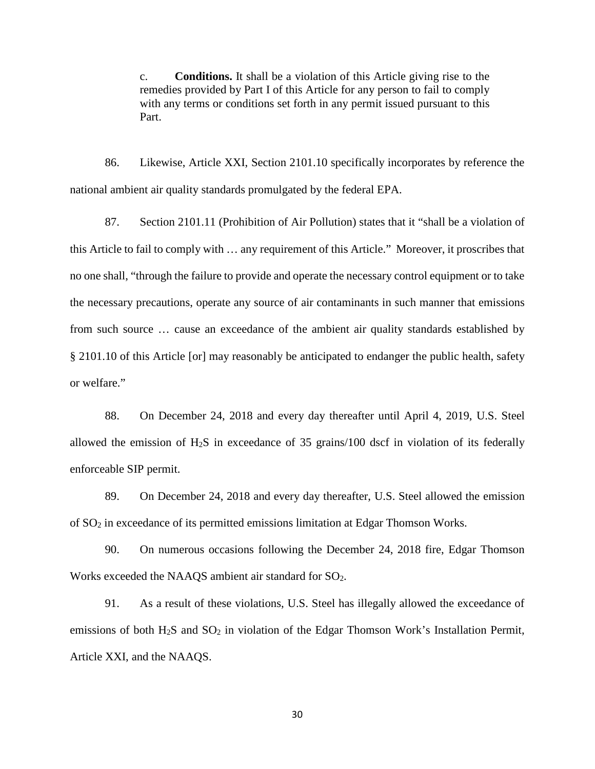c. **Conditions.** It shall be a violation of this Article giving rise to the remedies provided by Part I of this Article for any person to fail to comply with any terms or conditions set forth in any permit issued pursuant to this Part.

86. Likewise, Article XXI, Section 2101.10 specifically incorporates by reference the national ambient air quality standards promulgated by the federal EPA.

87. Section 2101.11 (Prohibition of Air Pollution) states that it "shall be a violation of this Article to fail to comply with … any requirement of this Article." Moreover, it proscribes that no one shall, "through the failure to provide and operate the necessary control equipment or to take the necessary precautions, operate any source of air contaminants in such manner that emissions from such source … cause an exceedance of the ambient air quality standards established by § 2101.10 of this Article [or] may reasonably be anticipated to endanger the public health, safety or welfare."

88. On December 24, 2018 and every day thereafter until April 4, 2019, U.S. Steel allowed the emission of $H_2S$ in exceedance of 35 grains/100 dscf in violation of its federally enforceable SIP permit.

89. On December 24, 2018 and every day thereafter, U.S. Steel allowed the emission of $SO_2$ in exceedance of its permitted emissions limitation at Edgar Thomson Works.

90. On numerous occasions following the December 24, 2018 fire, Edgar Thomson Works exceeded the NAAQS ambient air standard for $SO_2$.

91. As a result of these violations, U.S. Steel has illegally allowed the exceedance of emissions of both $H_2S$ and $SO_2$ in violation of the Edgar Thomson Work's Installation Permit, Article XXI, and the NAAQS.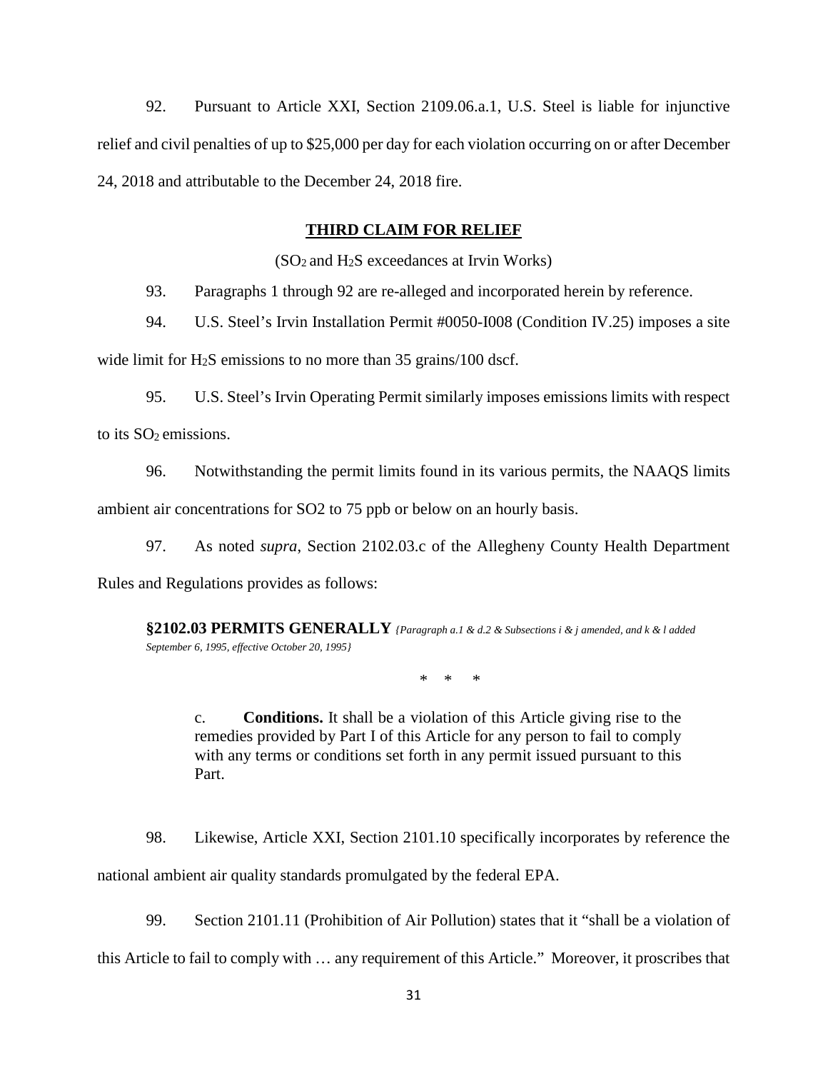92. Pursuant to Article XXI, Section 2109.06.a.1, U.S. Steel is liable for injunctive relief and civil penalties of up to $25,000 per day for each violation occurring on or after December 24, 2018 and attributable to the December 24, 2018 fire.

## THIRD CLAIM FOR RELIEF

($SO_2$ and $H_2S$ exceedances at Irvin Works)

93. Paragraphs 1 through 92 are re-alleged and incorporated herein by reference.

94. U.S. Steel's Irvin Installation Permit #0050-I008 (Condition IV.25) imposes a site wide limit for $H_2S$ emissions to no more than 35 grains/100 dscf.

95. U.S. Steel's Irvin Operating Permit similarly imposes emissions limits with respect to its $SO_2$ emissions.

96. Notwithstanding the permit limits found in its various permits, the NAAQS limits ambient air concentrations for SO2 to 75 ppb or below on an hourly basis.

97. As noted *supra*, Section 2102.03.c of the Allegheny County Health Department Rules and Regulations provides as follows:

> **§2102.03 PERMITS GENERALLY** *{Paragraph a.1 & d.2 & Subsections i & j amended, and k & l added September 6, 1995, effective October 20, 1995}*
>
> \* \* \*
>
> c. **Conditions.** It shall be a violation of this Article giving rise to the remedies provided by Part I of this Article for any person to fail to comply with any terms or conditions set forth in any permit issued pursuant to this Part.

98. Likewise, Article XXI, Section 2101.10 specifically incorporates by reference the national ambient air quality standards promulgated by the federal EPA.

99. Section 2101.11 (Prohibition of Air Pollution) states that it "shall be a violation of this Article to fail to comply with … any requirement of this Article." Moreover, it proscribes that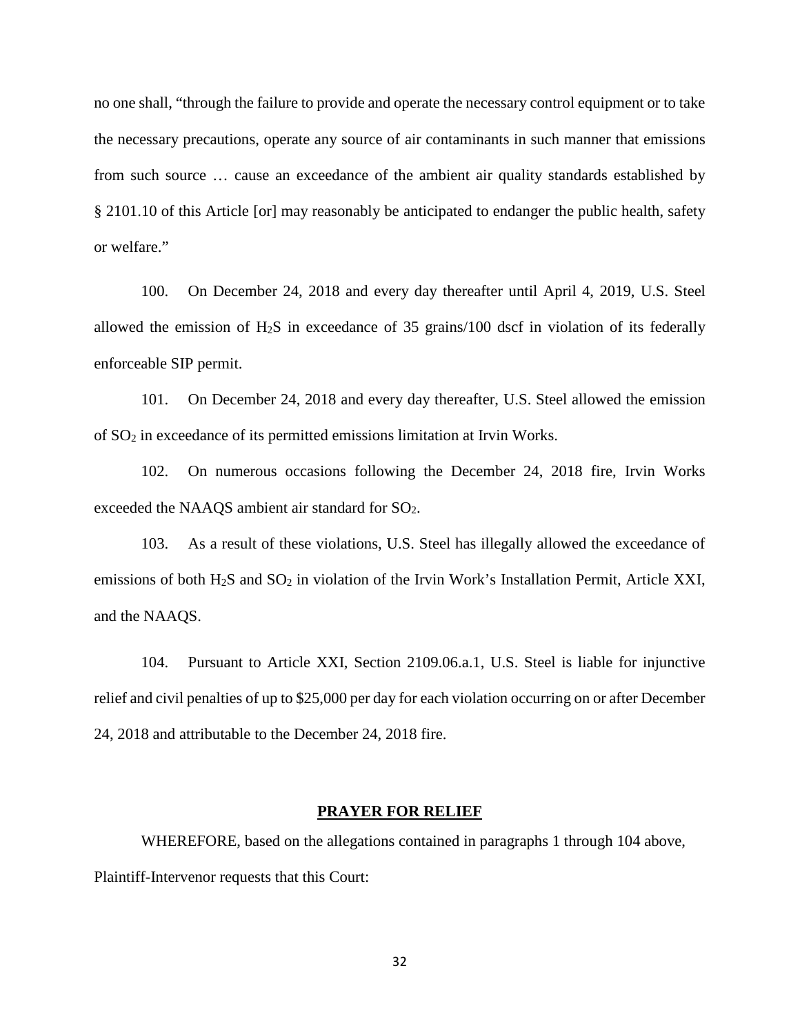no one shall, "through the failure to provide and operate the necessary control equipment or to take the necessary precautions, operate any source of air contaminants in such manner that emissions from such source … cause an exceedance of the ambient air quality standards established by § 2101.10 of this Article [or] may reasonably be anticipated to endanger the public health, safety or welfare."

100. On December 24, 2018 and every day thereafter until April 4, 2019, U.S. Steel allowed the emission of $H_2S$ in exceedance of 35 grains/100 dscf in violation of its federally enforceable SIP permit.

101. On December 24, 2018 and every day thereafter, U.S. Steel allowed the emission of $SO_2$ in exceedance of its permitted emissions limitation at Irvin Works.

102. On numerous occasions following the December 24, 2018 fire, Irvin Works exceeded the NAAQS ambient air standard for $SO_2$.

103. As a result of these violations, U.S. Steel has illegally allowed the exceedance of emissions of both $H_2S$ and $SO_2$ in violation of the Irvin Work's Installation Permit, Article XXI, and the NAAQS.

104. Pursuant to Article XXI, Section 2109.06.a.1, U.S. Steel is liable for injunctive relief and civil penalties of up to $25,000 per day for each violation occurring on or after December 24, 2018 and attributable to the December 24, 2018 fire.

## PRAYER FOR RELIEF

WHEREFORE, based on the allegations contained in paragraphs 1 through 104 above, Plaintiff-Intervenor requests that this Court: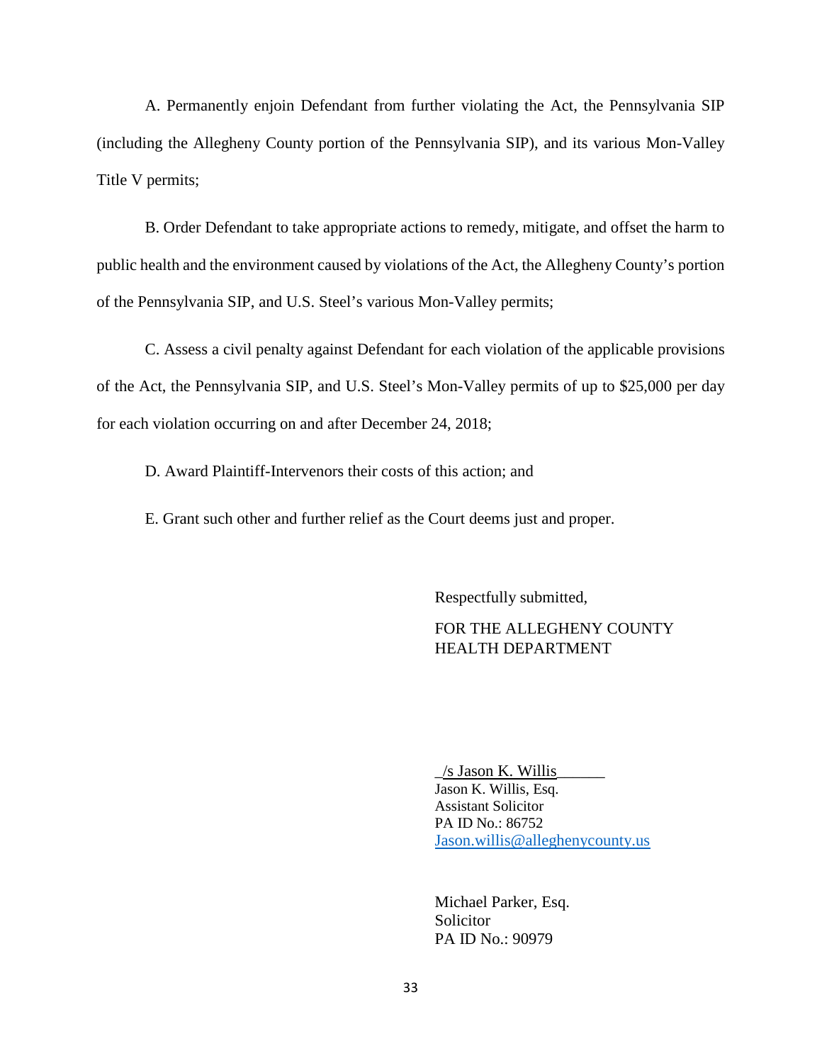A. Permanently enjoin Defendant from further violating the Act, the Pennsylvania SIP (including the Allegheny County portion of the Pennsylvania SIP), and its various Mon-Valley Title V permits;

B. Order Defendant to take appropriate actions to remedy, mitigate, and offset the harm to public health and the environment caused by violations of the Act, the Allegheny County's portion of the Pennsylvania SIP, and U.S. Steel's various Mon-Valley permits;

C. Assess a civil penalty against Defendant for each violation of the applicable provisions of the Act, the Pennsylvania SIP, and U.S. Steel's Mon-Valley permits of up to $25,000 per day for each violation occurring on and after December 24, 2018;

D. Award Plaintiff-Intervenors their costs of this action; and

E. Grant such other and further relief as the Court deems just and proper.

Respectfully submitted,

FOR THE ALLEGHENY COUNTY HEALTH DEPARTMENT

/s Jason K. Willis
Jason K. Willis, Esq.
Assistant Solicitor
PA ID No.: 86752
Jason.willis@alleghenycounty.us

Michael Parker, Esq.
Solicitor
PA ID No.: 90979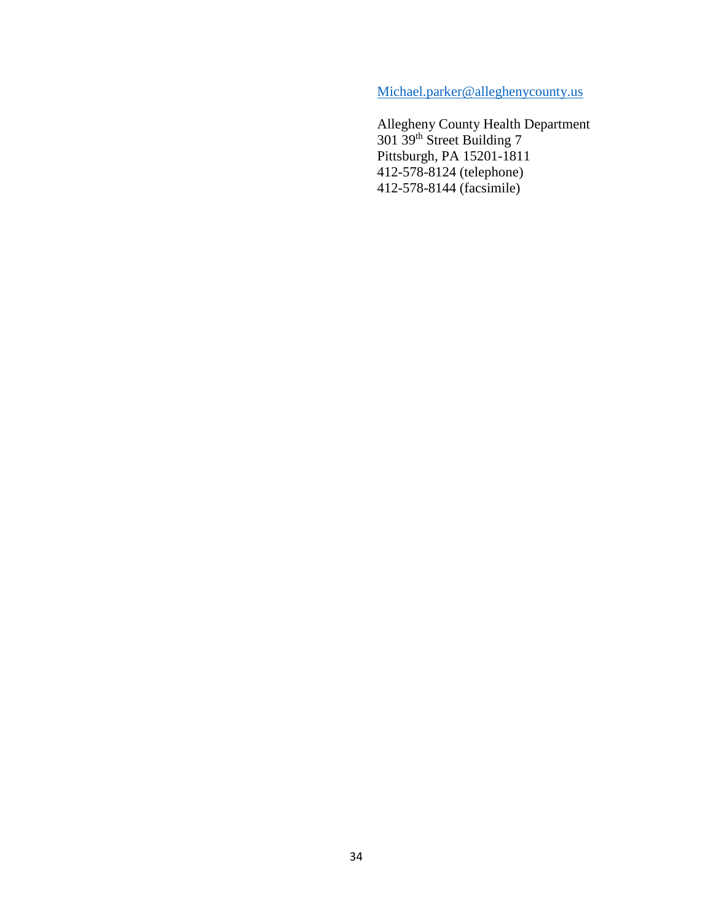Michael.parker@alleghenycounty.us

Allegheny County Health Department  
301 39th Street Building 7  
Pittsburgh, PA 15201-1811  
412-578-8124 (telephone)  
412-578-8144 (facsimile)